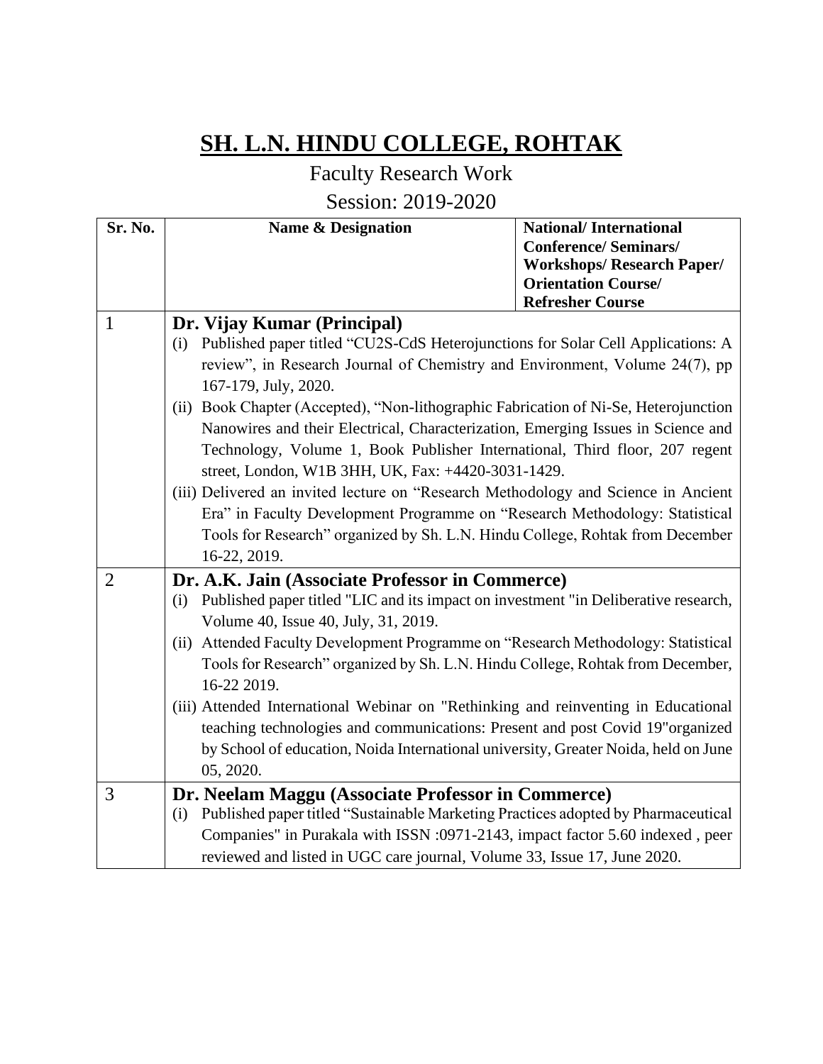# SH. L.N. HINDU COLLEGE, ROHTAK

Faculty Research Work

Session: 2019-2020

| Sr. No. | Name & Designation | National/ International Conference/ Seminars/ Workshops/ Research Paper/ Orientation Course/ Refresher Course |
|---|---|---|
| 1 | **Dr. Vijay Kumar (Principal)**<br>(i) Published paper titled "CU2S-CdS Heterojunctions for Solar Cell Applications: A review", in Research Journal of Chemistry and Environment, Volume 24(7), pp 167-179, July, 2020.<br>(ii) Book Chapter (Accepted), "Non-lithographic Fabrication of Ni-Se, Heterojunction Nanowires and their Electrical, Characterization, Emerging Issues in Science and Technology, Volume 1, Book Publisher International, Third floor, 207 regent street, London, W1B 3HH, UK, Fax: +4420-3031-1429.<br>(iii) Delivered an invited lecture on "Research Methodology and Science in Ancient Era" in Faculty Development Programme on "Research Methodology: Statistical Tools for Research" organized by Sh. L.N. Hindu College, Rohtak from December 16-22, 2019. | |
| 2 | **Dr. A.K. Jain (Associate Professor in Commerce)**<br>(i) Published paper titled "LIC and its impact on investment "in Deliberative research, Volume 40, Issue 40, July, 31, 2019.<br>(ii) Attended Faculty Development Programme on "Research Methodology: Statistical Tools for Research" organized by Sh. L.N. Hindu College, Rohtak from December, 16-22 2019.<br>(iii) Attended International Webinar on "Rethinking and reinventing in Educational teaching technologies and communications: Present and post Covid 19"organized by School of education, Noida International university, Greater Noida, held on June 05, 2020. | |
| 3 | **Dr. Neelam Maggu (Associate Professor in Commerce)**<br>(i) Published paper titled "Sustainable Marketing Practices adopted by Pharmaceutical Companies" in Purakala with ISSN :0971-2143, impact factor 5.60 indexed , peer reviewed and listed in UGC care journal, Volume 33, Issue 17, June 2020. | |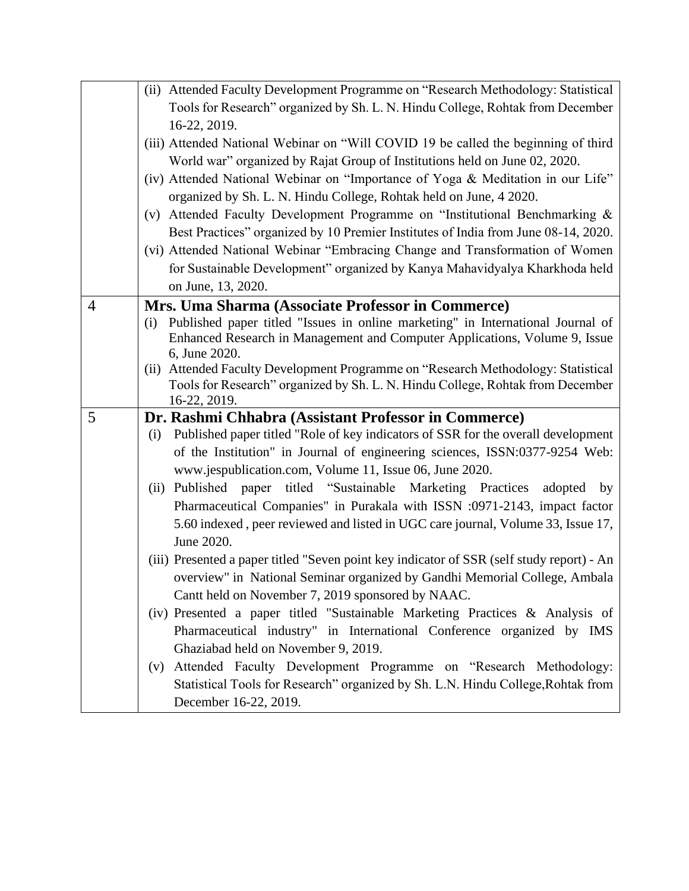| | |
|---|---|
| | (ii) Attended Faculty Development Programme on "Research Methodology: Statistical Tools for Research" organized by Sh. L. N. Hindu College, Rohtak from December 16-22, 2019.<br>(iii) Attended National Webinar on "Will COVID 19 be called the beginning of third World war" organized by Rajat Group of Institutions held on June 02, 2020.<br>(iv) Attended National Webinar on "Importance of Yoga & Meditation in our Life" organized by Sh. L. N. Hindu College, Rohtak held on June, 4 2020.<br>(v) Attended Faculty Development Programme on "Institutional Benchmarking & Best Practices" organized by 10 Premier Institutes of India from June 08-14, 2020.<br>(vi) Attended National Webinar "Embracing Change and Transformation of Women for Sustainable Development" organized by Kanya Mahavidyalya Kharkhoda held on June, 13, 2020. |
| 4 | **Mrs. Uma Sharma (Associate Professor in Commerce)**<br>(i) Published paper titled "Issues in online marketing" in International Journal of Enhanced Research in Management and Computer Applications, Volume 9, Issue 6, June 2020.<br>(ii) Attended Faculty Development Programme on "Research Methodology: Statistical Tools for Research" organized by Sh. L. N. Hindu College, Rohtak from December 16-22, 2019. |
| 5 | **Dr. Rashmi Chhabra (Assistant Professor in Commerce)**<br>(i) Published paper titled "Role of key indicators of SSR for the overall development of the Institution" in Journal of engineering sciences, ISSN:0377-9254 Web: www.jespublication.com, Volume 11, Issue 06, June 2020.<br>(ii) Published paper titled "Sustainable Marketing Practices adopted by Pharmaceutical Companies" in Purakala with ISSN :0971-2143, impact factor 5.60 indexed , peer reviewed and listed in UGC care journal, Volume 33, Issue 17, June 2020.<br>(iii) Presented a paper titled "Seven point key indicator of SSR (self study report) - An overview" in National Seminar organized by Gandhi Memorial College, Ambala Cantt held on November 7, 2019 sponsored by NAAC.<br>(iv) Presented a paper titled "Sustainable Marketing Practices & Analysis of Pharmaceutical industry" in International Conference organized by IMS Ghaziabad held on November 9, 2019.<br>(v) Attended Faculty Development Programme on "Research Methodology: Statistical Tools for Research" organized by Sh. L.N. Hindu College,Rohtak from December 16-22, 2019. |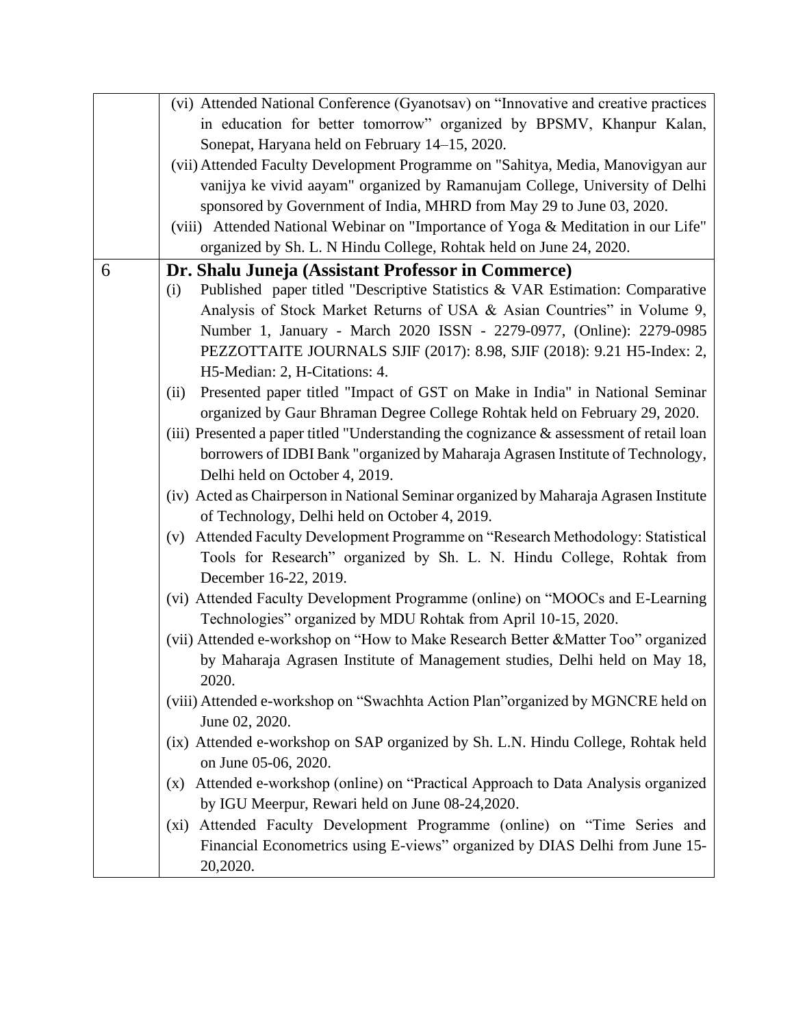|   |   |
|---|---|
|   | (vi) Attended National Conference (Gyanotsav) on "Innovative and creative practices in education for better tomorrow" organized by BPSMV, Khanpur Kalan, Sonepat, Haryana held on February 14–15, 2020.<br>(vii) Attended Faculty Development Programme on "Sahitya, Media, Manovigyan aur vanijya ke vivid aayam" organized by Ramanujam College, University of Delhi sponsored by Government of India, MHRD from May 29 to June 03, 2020.<br>(viii) Attended National Webinar on "Importance of Yoga & Meditation in our Life" organized by Sh. L. N Hindu College, Rohtak held on June 24, 2020. |
| 6 | **Dr. Shalu Juneja (Assistant Professor in Commerce)**<br>(i) Published paper titled "Descriptive Statistics & VAR Estimation: Comparative Analysis of Stock Market Returns of USA & Asian Countries" in Volume 9, Number 1, January - March 2020 ISSN - 2279-0977, (Online): 2279-0985 PEZZOTTAITE JOURNALS SJIF (2017): 8.98, SJIF (2018): 9.21 H5-Index: 2, H5-Median: 2, H-Citations: 4.<br>(ii) Presented paper titled "Impact of GST on Make in India" in National Seminar organized by Gaur Bhraman Degree College Rohtak held on February 29, 2020.<br>(iii) Presented a paper titled "Understanding the cognizance & assessment of retail loan borrowers of IDBI Bank "organized by Maharaja Agrasen Institute of Technology, Delhi held on October 4, 2019.<br>(iv) Acted as Chairperson in National Seminar organized by Maharaja Agrasen Institute of Technology, Delhi held on October 4, 2019.<br>(v) Attended Faculty Development Programme on "Research Methodology: Statistical Tools for Research" organized by Sh. L. N. Hindu College, Rohtak from December 16-22, 2019.<br>(vi) Attended Faculty Development Programme (online) on "MOOCs and E-Learning Technologies" organized by MDU Rohtak from April 10-15, 2020.<br>(vii) Attended e-workshop on "How to Make Research Better &Matter Too" organized by Maharaja Agrasen Institute of Management studies, Delhi held on May 18, 2020.<br>(viii) Attended e-workshop on "Swachhta Action Plan"organized by MGNCRE held on June 02, 2020.<br>(ix) Attended e-workshop on SAP organized by Sh. L.N. Hindu College, Rohtak held on June 05-06, 2020.<br>(x) Attended e-workshop (online) on "Practical Approach to Data Analysis organized by IGU Meerpur, Rewari held on June 08-24,2020.<br>(xi) Attended Faculty Development Programme (online) on "Time Series and Financial Econometrics using E-views" organized by DIAS Delhi from June 15-20,2020. |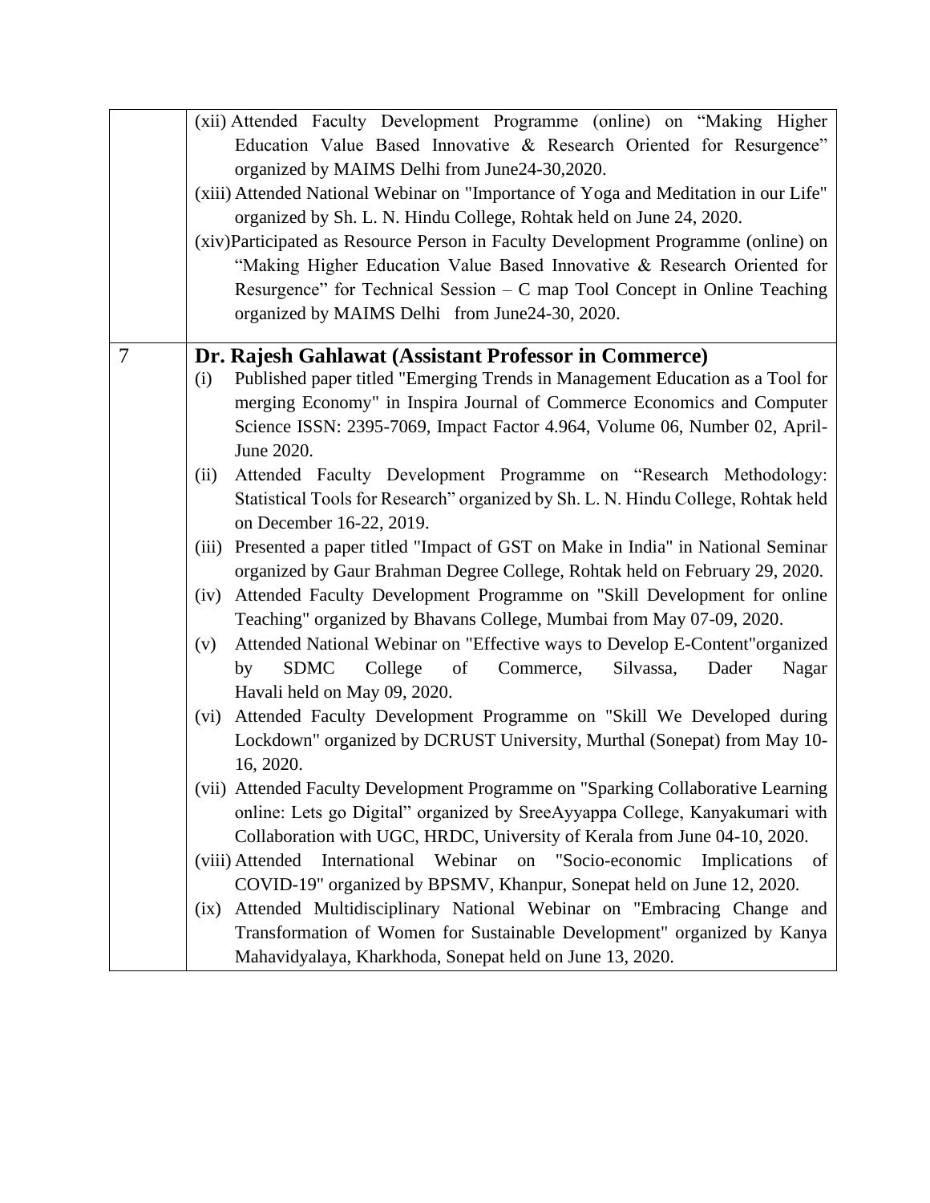| | |
|---|---|
| | (xii) Attended Faculty Development Programme (online) on “Making Higher Education Value Based Innovative & Research Oriented for Resurgence” organized by MAIMS Delhi from June24-30,2020.<br>(xiii) Attended National Webinar on "Importance of Yoga and Meditation in our Life" organized by Sh. L. N. Hindu College, Rohtak held on June 24, 2020.<br>(xiv)Participated as Resource Person in Faculty Development Programme (online) on “Making Higher Education Value Based Innovative & Research Oriented for Resurgence” for Technical Session – C map Tool Concept in Online Teaching organized by MAIMS Delhi from June24-30, 2020. |
| 7 | **Dr. Rajesh Gahlawat (Assistant Professor in Commerce)**<br>(i) Published paper titled "Emerging Trends in Management Education as a Tool for merging Economy" in Inspira Journal of Commerce Economics and Computer Science ISSN: 2395-7069, Impact Factor 4.964, Volume 06, Number 02, April-June 2020.<br>(ii) Attended Faculty Development Programme on “Research Methodology: Statistical Tools for Research” organized by Sh. L. N. Hindu College, Rohtak held on December 16-22, 2019.<br>(iii) Presented a paper titled "Impact of GST on Make in India" in National Seminar organized by Gaur Brahman Degree College, Rohtak held on February 29, 2020.<br>(iv) Attended Faculty Development Programme on "Skill Development for online Teaching" organized by Bhavans College, Mumbai from May 07-09, 2020.<br>(v) Attended National Webinar on "Effective ways to Develop E-Content"organized by SDMC College of Commerce, Silvassa, Dader Nagar Havali held on May 09, 2020.<br>(vi) Attended Faculty Development Programme on "Skill We Developed during Lockdown" organized by DCRUST University, Murthal (Sonepat) from May 10-16, 2020.<br>(vii) Attended Faculty Development Programme on "Sparking Collaborative Learning online: Lets go Digital” organized by SreeAyyappa College, Kanyakumari with Collaboration with UGC, HRDC, University of Kerala from June 04-10, 2020.<br>(viii) Attended International Webinar on "Socio-economic Implications of COVID-19" organized by BPSMV, Khanpur, Sonepat held on June 12, 2020.<br>(ix) Attended Multidisciplinary National Webinar on "Embracing Change and Transformation of Women for Sustainable Development" organized by Kanya Mahavidyalaya, Kharkhoda, Sonepat held on June 13, 2020. |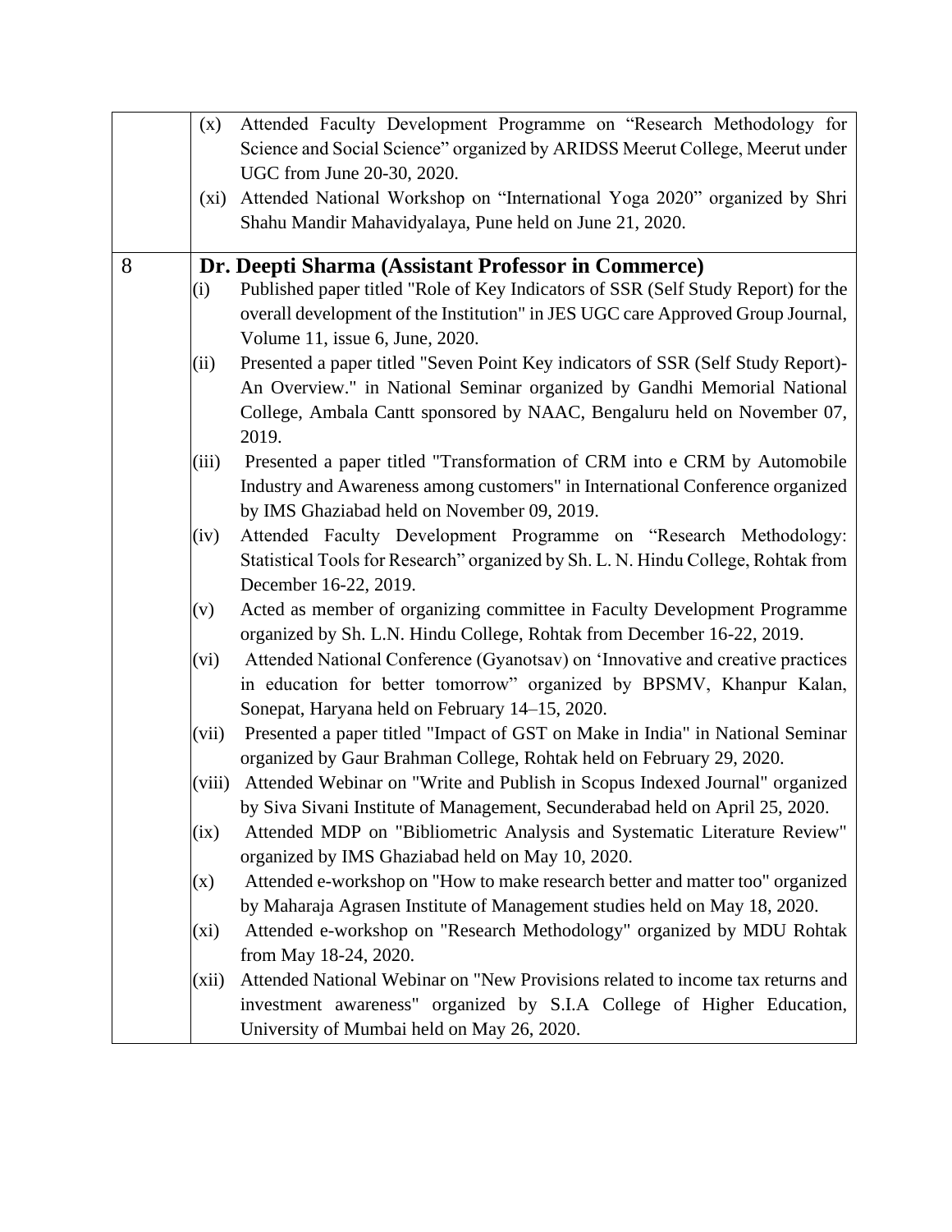| | |
|---|---|
| | (x) Attended Faculty Development Programme on "Research Methodology for Science and Social Science" organized by ARIDSS Meerut College, Meerut under UGC from June 20-30, 2020.<br>(xi) Attended National Workshop on "International Yoga 2020" organized by Shri Shahu Mandir Mahavidyalaya, Pune held on June 21, 2020. |
| 8 | **Dr. Deepti Sharma (Assistant Professor in Commerce)**<br>(i) Published paper titled "Role of Key Indicators of SSR (Self Study Report) for the overall development of the Institution" in JES UGC care Approved Group Journal, Volume 11, issue 6, June, 2020.<br>(ii) Presented a paper titled "Seven Point Key indicators of SSR (Self Study Report)- An Overview." in National Seminar organized by Gandhi Memorial National College, Ambala Cantt sponsored by NAAC, Bengaluru held on November 07, 2019.<br>(iii) Presented a paper titled "Transformation of CRM into e CRM by Automobile Industry and Awareness among customers" in International Conference organized by IMS Ghaziabad held on November 09, 2019.<br>(iv) Attended Faculty Development Programme on "Research Methodology: Statistical Tools for Research" organized by Sh. L. N. Hindu College, Rohtak from December 16-22, 2019.<br>(v) Acted as member of organizing committee in Faculty Development Programme organized by Sh. L.N. Hindu College, Rohtak from December 16-22, 2019.<br>(vi) Attended National Conference (Gyanotsav) on 'Innovative and creative practices in education for better tomorrow" organized by BPSMV, Khanpur Kalan, Sonepat, Haryana held on February 14–15, 2020.<br>(vii) Presented a paper titled "Impact of GST on Make in India" in National Seminar organized by Gaur Brahman College, Rohtak held on February 29, 2020.<br>(viii) Attended Webinar on "Write and Publish in Scopus Indexed Journal" organized by Siva Sivani Institute of Management, Secunderabad held on April 25, 2020.<br>(ix) Attended MDP on "Bibliometric Analysis and Systematic Literature Review" organized by IMS Ghaziabad held on May 10, 2020.<br>(x) Attended e-workshop on "How to make research better and matter too" organized by Maharaja Agrasen Institute of Management studies held on May 18, 2020.<br>(xi) Attended e-workshop on "Research Methodology" organized by MDU Rohtak from May 18-24, 2020.<br>(xii) Attended National Webinar on "New Provisions related to income tax returns and investment awareness" organized by S.I.A College of Higher Education, University of Mumbai held on May 26, 2020. |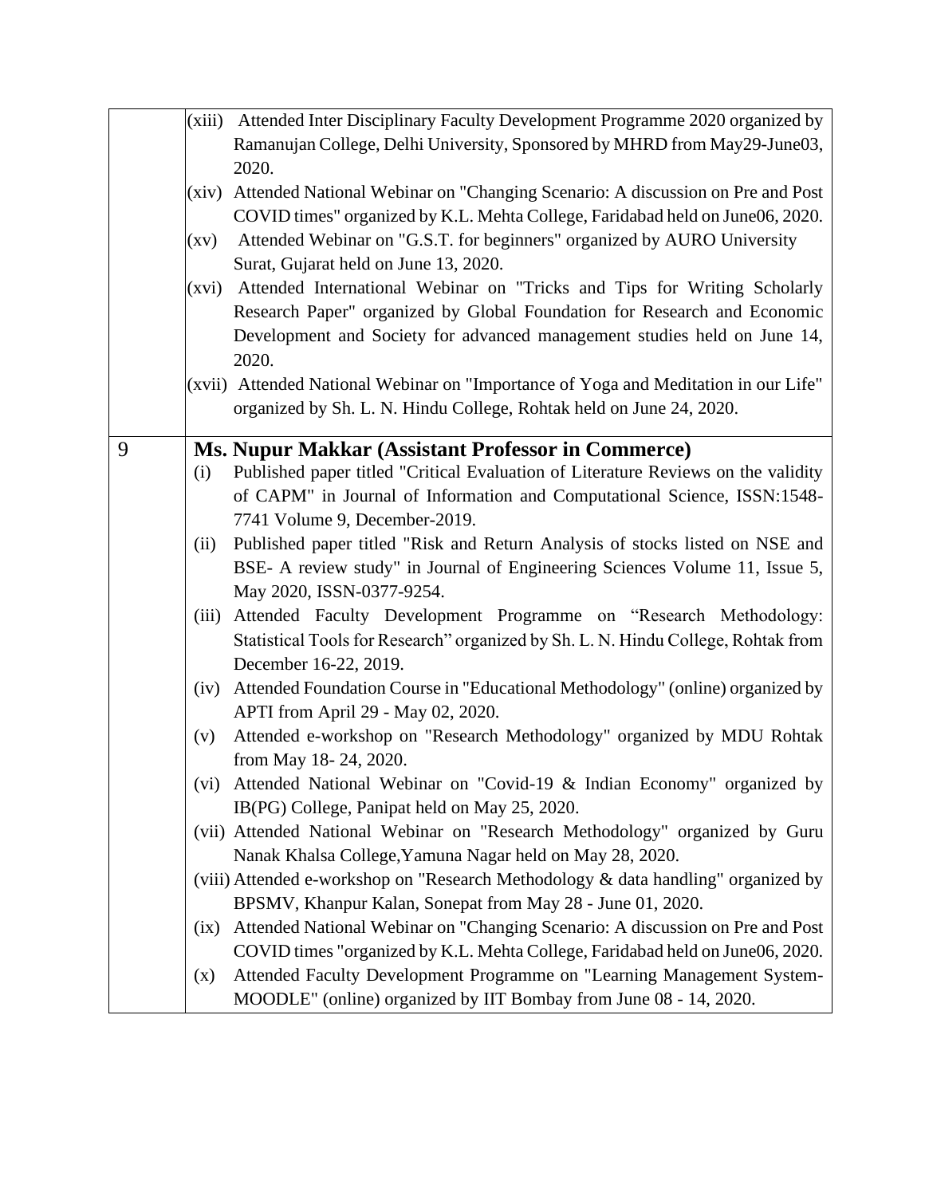| | |
|---|---|
| | (xiii) Attended Inter Disciplinary Faculty Development Programme 2020 organized by Ramanujan College, Delhi University, Sponsored by MHRD from May29-June03, 2020.<br>(xiv) Attended National Webinar on "Changing Scenario: A discussion on Pre and Post COVID times" organized by K.L. Mehta College, Faridabad held on June06, 2020.<br>(xv) Attended Webinar on "G.S.T. for beginners" organized by AURO University Surat, Gujarat held on June 13, 2020.<br>(xvi) Attended International Webinar on "Tricks and Tips for Writing Scholarly Research Paper" organized by Global Foundation for Research and Economic Development and Society for advanced management studies held on June 14, 2020.<br>(xvii) Attended National Webinar on "Importance of Yoga and Meditation in our Life" organized by Sh. L. N. Hindu College, Rohtak held on June 24, 2020. |
| 9 | **Ms. Nupur Makkar (Assistant Professor in Commerce)**<br>(i) Published paper titled "Critical Evaluation of Literature Reviews on the validity of CAPM" in Journal of Information and Computational Science, ISSN:1548-7741 Volume 9, December-2019.<br>(ii) Published paper titled "Risk and Return Analysis of stocks listed on NSE and BSE- A review study" in Journal of Engineering Sciences Volume 11, Issue 5, May 2020, ISSN-0377-9254.<br>(iii) Attended Faculty Development Programme on "Research Methodology: Statistical Tools for Research" organized by Sh. L. N. Hindu College, Rohtak from December 16-22, 2019.<br>(iv) Attended Foundation Course in "Educational Methodology" (online) organized by APTI from April 29 - May 02, 2020.<br>(v) Attended e-workshop on "Research Methodology" organized by MDU Rohtak from May 18- 24, 2020.<br>(vi) Attended National Webinar on "Covid-19 & Indian Economy" organized by IB(PG) College, Panipat held on May 25, 2020.<br>(vii) Attended National Webinar on "Research Methodology" organized by Guru Nanak Khalsa College,Yamuna Nagar held on May 28, 2020.<br>(viii) Attended e-workshop on "Research Methodology & data handling" organized by BPSMV, Khanpur Kalan, Sonepat from May 28 - June 01, 2020.<br>(ix) Attended National Webinar on "Changing Scenario: A discussion on Pre and Post COVID times "organized by K.L. Mehta College, Faridabad held on June06, 2020.<br>(x) Attended Faculty Development Programme on "Learning Management System-MOODLE" (online) organized by IIT Bombay from June 08 - 14, 2020. |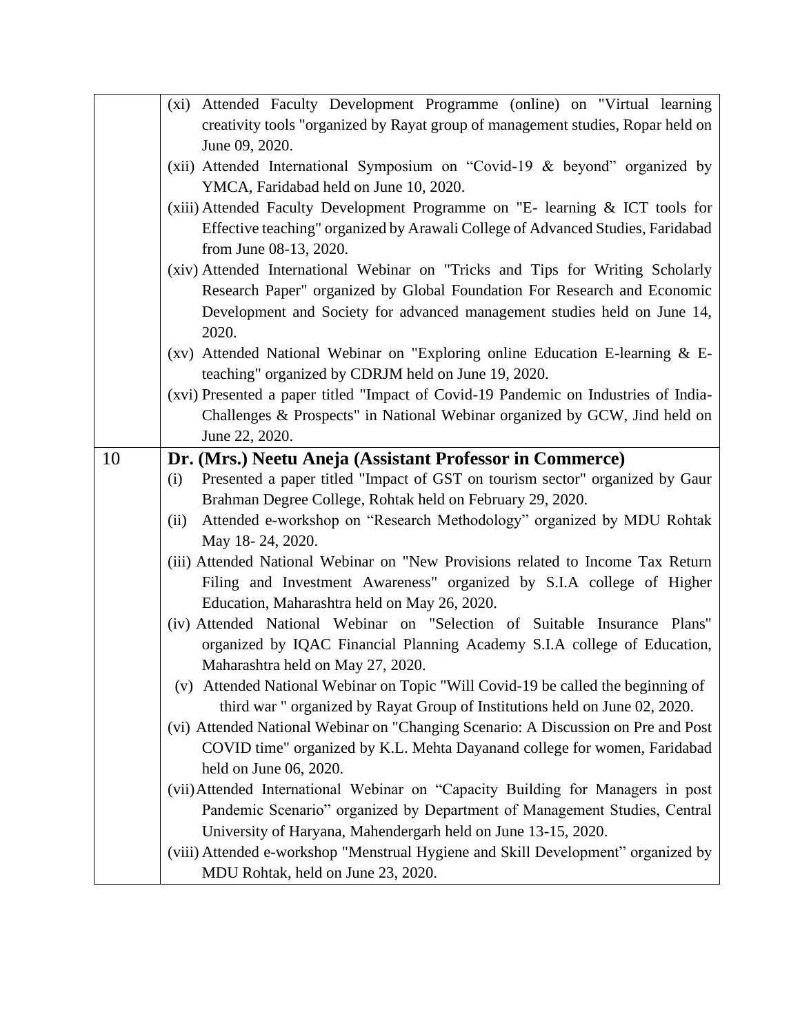| | |
|---|---|
| | (xi) Attended Faculty Development Programme (online) on "Virtual learning creativity tools "organized by Rayat group of management studies, Ropar held on June 09, 2020.<br>(xii) Attended International Symposium on “Covid-19 & beyond” organized by YMCA, Faridabad held on June 10, 2020.<br>(xiii) Attended Faculty Development Programme on "E- learning & ICT tools for Effective teaching" organized by Arawali College of Advanced Studies, Faridabad from June 08-13, 2020.<br>(xiv) Attended International Webinar on "Tricks and Tips for Writing Scholarly Research Paper" organized by Global Foundation For Research and Economic Development and Society for advanced management studies held on June 14, 2020.<br>(xv) Attended National Webinar on "Exploring online Education E-learning & E-teaching" organized by CDRJM held on June 19, 2020.<br>(xvi) Presented a paper titled "Impact of Covid-19 Pandemic on Industries of India- Challenges & Prospects" in National Webinar organized by GCW, Jind held on June 22, 2020. |
| 10 | **Dr. (Mrs.) Neetu Aneja (Assistant Professor in Commerce)**<br>(i) Presented a paper titled "Impact of GST on tourism sector" organized by Gaur Brahman Degree College, Rohtak held on February 29, 2020.<br>(ii) Attended e-workshop on “Research Methodology” organized by MDU Rohtak May 18- 24, 2020.<br>(iii) Attended National Webinar on "New Provisions related to Income Tax Return Filing and Investment Awareness" organized by S.I.A college of Higher Education, Maharashtra held on May 26, 2020.<br>(iv) Attended National Webinar on "Selection of Suitable Insurance Plans" organized by IQAC Financial Planning Academy S.I.A college of Education, Maharashtra held on May 27, 2020.<br>(v) Attended National Webinar on Topic "Will Covid-19 be called the beginning of third war " organized by Rayat Group of Institutions held on June 02, 2020.<br>(vi) Attended National Webinar on "Changing Scenario: A Discussion on Pre and Post COVID time" organized by K.L. Mehta Dayanand college for women, Faridabad held on June 06, 2020.<br>(vii) Attended International Webinar on “Capacity Building for Managers in post Pandemic Scenario” organized by Department of Management Studies, Central University of Haryana, Mahendergarh held on June 13-15, 2020.<br>(viii) Attended e-workshop "Menstrual Hygiene and Skill Development” organized by MDU Rohtak, held on June 23, 2020. |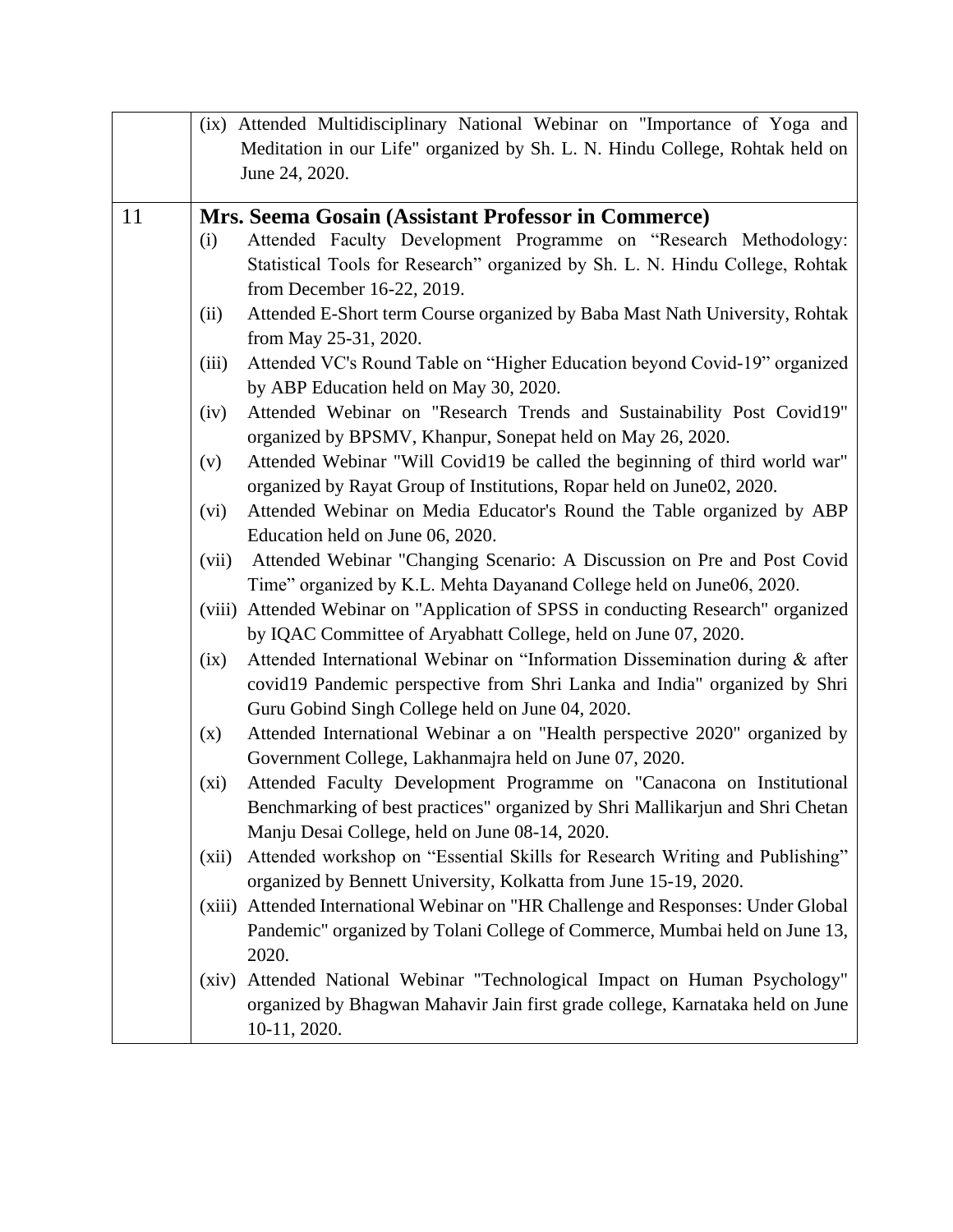|  |  |
|---|---|
|  | (ix) Attended Multidisciplinary National Webinar on "Importance of Yoga and Meditation in our Life" organized by Sh. L. N. Hindu College, Rohtak held on June 24, 2020. |
| 11 | **Mrs. Seema Gosain (Assistant Professor in Commerce)**<br>(i) Attended Faculty Development Programme on "Research Methodology: Statistical Tools for Research" organized by Sh. L. N. Hindu College, Rohtak from December 16-22, 2019.<br>(ii) Attended E-Short term Course organized by Baba Mast Nath University, Rohtak from May 25-31, 2020.<br>(iii) Attended VC's Round Table on "Higher Education beyond Covid-19" organized by ABP Education held on May 30, 2020.<br>(iv) Attended Webinar on "Research Trends and Sustainability Post Covid19" organized by BPSMV, Khanpur, Sonepat held on May 26, 2020.<br>(v) Attended Webinar "Will Covid19 be called the beginning of third world war" organized by Rayat Group of Institutions, Ropar held on June02, 2020.<br>(vi) Attended Webinar on Media Educator's Round the Table organized by ABP Education held on June 06, 2020.<br>(vii) Attended Webinar "Changing Scenario: A Discussion on Pre and Post Covid Time" organized by K.L. Mehta Dayanand College held on June06, 2020.<br>(viii) Attended Webinar on "Application of SPSS in conducting Research" organized by IQAC Committee of Aryabhatt College, held on June 07, 2020.<br>(ix) Attended International Webinar on "Information Dissemination during & after covid19 Pandemic perspective from Shri Lanka and India" organized by Shri Guru Gobind Singh College held on June 04, 2020.<br>(x) Attended International Webinar a on "Health perspective 2020" organized by Government College, Lakhanmajra held on June 07, 2020.<br>(xi) Attended Faculty Development Programme on "Canacona on Institutional Benchmarking of best practices" organized by Shri Mallikarjun and Shri Chetan Manju Desai College, held on June 08-14, 2020.<br>(xii) Attended workshop on "Essential Skills for Research Writing and Publishing" organized by Bennett University, Kolkatta from June 15-19, 2020.<br>(xiii) Attended International Webinar on "HR Challenge and Responses: Under Global Pandemic" organized by Tolani College of Commerce, Mumbai held on June 13, 2020.<br>(xiv) Attended National Webinar "Technological Impact on Human Psychology" organized by Bhagwan Mahavir Jain first grade college, Karnataka held on June 10-11, 2020. |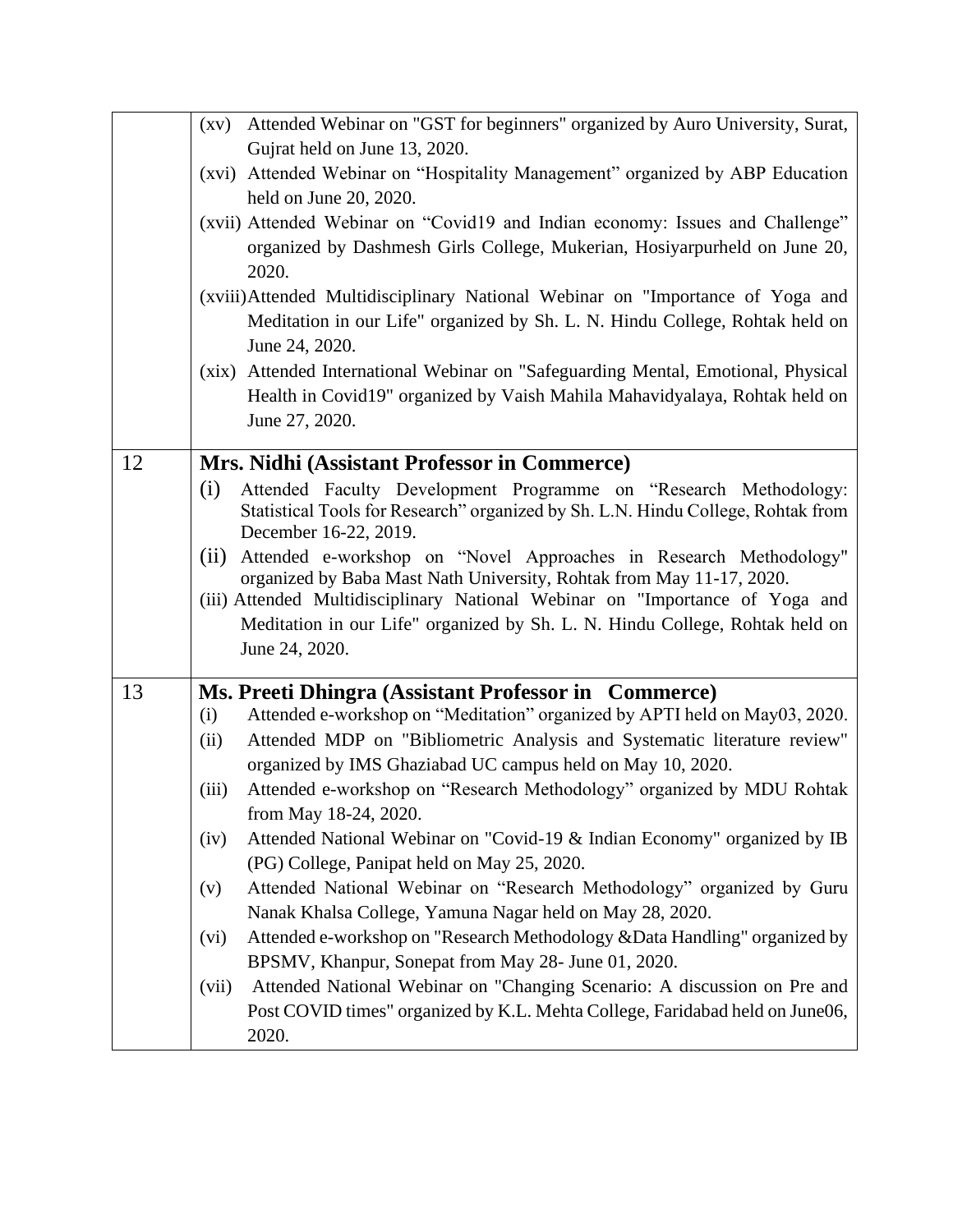| | |
|---|---|
| | (xv) Attended Webinar on "GST for beginners" organized by Auro University, Surat, Gujrat held on June 13, 2020.<br>(xvi) Attended Webinar on "Hospitality Management" organized by ABP Education held on June 20, 2020.<br>(xvii) Attended Webinar on "Covid19 and Indian economy: Issues and Challenge" organized by Dashmesh Girls College, Mukerian, Hosiyarpurheld on June 20, 2020.<br>(xviii) Attended Multidisciplinary National Webinar on "Importance of Yoga and Meditation in our Life" organized by Sh. L. N. Hindu College, Rohtak held on June 24, 2020.<br>(xix) Attended International Webinar on "Safeguarding Mental, Emotional, Physical Health in Covid19" organized by Vaish Mahila Mahavidyalaya, Rohtak held on June 27, 2020. |
| 12 | **Mrs. Nidhi (Assistant Professor in Commerce)**<br>(i) Attended Faculty Development Programme on "Research Methodology: Statistical Tools for Research" organized by Sh. L.N. Hindu College, Rohtak from December 16-22, 2019.<br>(ii) Attended e-workshop on "Novel Approaches in Research Methodology" organized by Baba Mast Nath University, Rohtak from May 11-17, 2020.<br>(iii) Attended Multidisciplinary National Webinar on "Importance of Yoga and Meditation in our Life" organized by Sh. L. N. Hindu College, Rohtak held on June 24, 2020. |
| 13 | **Ms. Preeti Dhingra (Assistant Professor in Commerce)**<br>(i) Attended e-workshop on "Meditation" organized by APTI held on May03, 2020.<br>(ii) Attended MDP on "Bibliometric Analysis and Systematic literature review" organized by IMS Ghaziabad UC campus held on May 10, 2020.<br>(iii) Attended e-workshop on "Research Methodology" organized by MDU Rohtak from May 18-24, 2020.<br>(iv) Attended National Webinar on "Covid-19 & Indian Economy" organized by IB (PG) College, Panipat held on May 25, 2020.<br>(v) Attended National Webinar on "Research Methodology" organized by Guru Nanak Khalsa College, Yamuna Nagar held on May 28, 2020.<br>(vi) Attended e-workshop on "Research Methodology &Data Handling" organized by BPSMV, Khanpur, Sonepat from May 28- June 01, 2020.<br>(vii) Attended National Webinar on "Changing Scenario: A discussion on Pre and Post COVID times" organized by K.L. Mehta College, Faridabad held on June06, 2020. |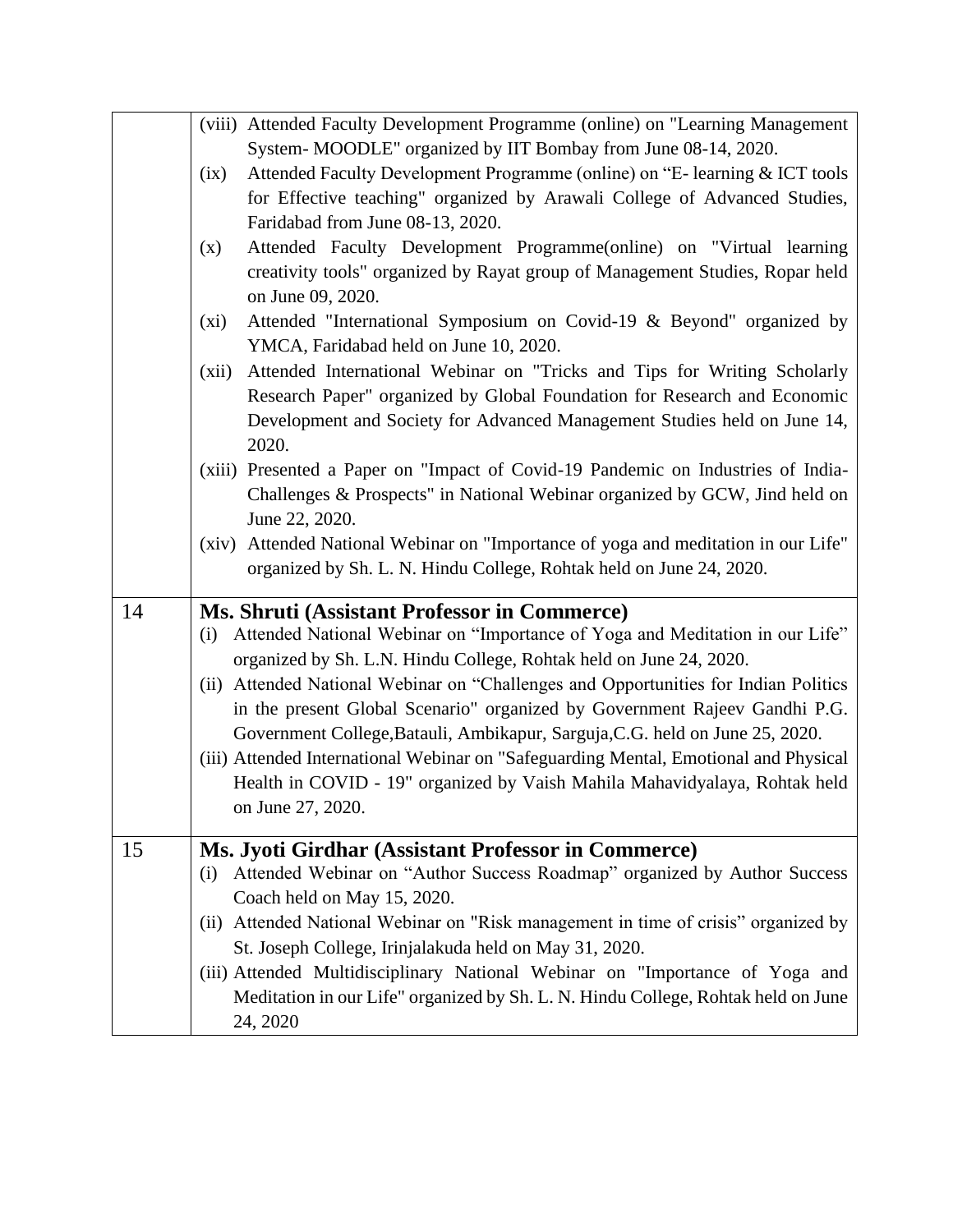| | |
|---|---|
| | (viii) Attended Faculty Development Programme (online) on "Learning Management System- MOODLE" organized by IIT Bombay from June 08-14, 2020.<br>(ix) Attended Faculty Development Programme (online) on "E- learning & ICT tools for Effective teaching" organized by Arawali College of Advanced Studies, Faridabad from June 08-13, 2020.<br>(x) Attended Faculty Development Programme(online) on "Virtual learning creativity tools" organized by Rayat group of Management Studies, Ropar held on June 09, 2020.<br>(xi) Attended "International Symposium on Covid-19 & Beyond" organized by YMCA, Faridabad held on June 10, 2020.<br>(xii) Attended International Webinar on "Tricks and Tips for Writing Scholarly Research Paper" organized by Global Foundation for Research and Economic Development and Society for Advanced Management Studies held on June 14, 2020.<br>(xiii) Presented a Paper on "Impact of Covid-19 Pandemic on Industries of India- Challenges & Prospects" in National Webinar organized by GCW, Jind held on June 22, 2020.<br>(xiv) Attended National Webinar on "Importance of yoga and meditation in our Life" organized by Sh. L. N. Hindu College, Rohtak held on June 24, 2020. |
| 14 | **Ms. Shruti (Assistant Professor in Commerce)**<br>(i) Attended National Webinar on "Importance of Yoga and Meditation in our Life" organized by Sh. L.N. Hindu College, Rohtak held on June 24, 2020.<br>(ii) Attended National Webinar on "Challenges and Opportunities for Indian Politics in the present Global Scenario" organized by Government Rajeev Gandhi P.G. Government College,Batauli, Ambikapur, Sarguja,C.G. held on June 25, 2020.<br>(iii) Attended International Webinar on "Safeguarding Mental, Emotional and Physical Health in COVID - 19" organized by Vaish Mahila Mahavidyalaya, Rohtak held on June 27, 2020. |
| 15 | **Ms. Jyoti Girdhar (Assistant Professor in Commerce)**<br>(i) Attended Webinar on "Author Success Roadmap" organized by Author Success Coach held on May 15, 2020.<br>(ii) Attended National Webinar on "Risk management in time of crisis" organized by St. Joseph College, Irinjalakuda held on May 31, 2020.<br>(iii) Attended Multidisciplinary National Webinar on "Importance of Yoga and Meditation in our Life" organized by Sh. L. N. Hindu College, Rohtak held on June 24, 2020 |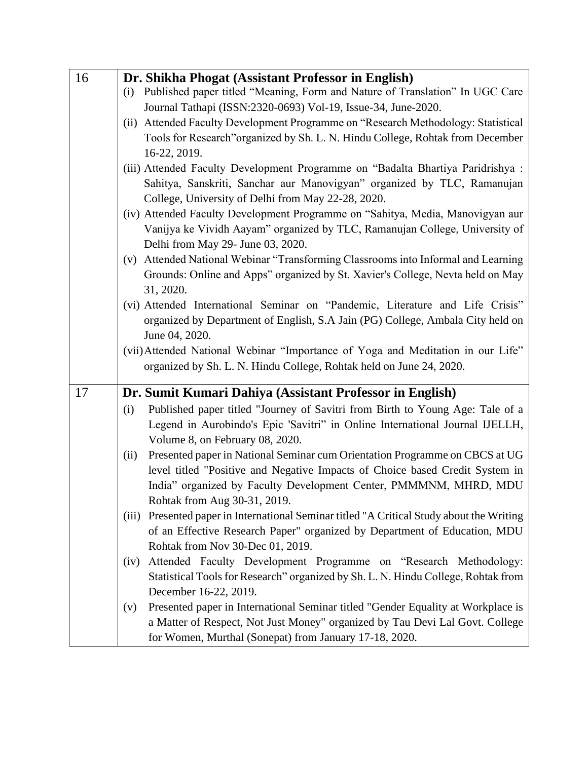| | |
|---|---|
| 16 | **Dr. Shikha Phogat (Assistant Professor in English)**<br>(i) Published paper titled "Meaning, Form and Nature of Translation" In UGC Care Journal Tathapi (ISSN:2320-0693) Vol-19, Issue-34, June-2020.<br>(ii) Attended Faculty Development Programme on "Research Methodology: Statistical Tools for Research"organized by Sh. L. N. Hindu College, Rohtak from December 16-22, 2019.<br>(iii) Attended Faculty Development Programme on "Badalta Bhartiya Paridrishya : Sahitya, Sanskriti, Sanchar aur Manovigyan" organized by TLC, Ramanujan College, University of Delhi from May 22-28, 2020.<br>(iv) Attended Faculty Development Programme on "Sahitya, Media, Manovigyan aur Vanijya ke Vividh Aayam" organized by TLC, Ramanujan College, University of Delhi from May 29- June 03, 2020.<br>(v) Attended National Webinar "Transforming Classrooms into Informal and Learning Grounds: Online and Apps" organized by St. Xavier's College, Nevta held on May 31, 2020.<br>(vi) Attended International Seminar on "Pandemic, Literature and Life Crisis" organized by Department of English, S.A Jain (PG) College, Ambala City held on June 04, 2020.<br>(vii) Attended National Webinar "Importance of Yoga and Meditation in our Life" organized by Sh. L. N. Hindu College, Rohtak held on June 24, 2020. |
| 17 | **Dr. Sumit Kumari Dahiya (Assistant Professor in English)**<br>(i) Published paper titled "Journey of Savitri from Birth to Young Age: Tale of a Legend in Aurobindo's Epic 'Savitri" in Online International Journal IJELLH, Volume 8, on February 08, 2020.<br>(ii) Presented paper in National Seminar cum Orientation Programme on CBCS at UG level titled "Positive and Negative Impacts of Choice based Credit System in India" organized by Faculty Development Center, PMMMNM, MHRD, MDU Rohtak from Aug 30-31, 2019.<br>(iii) Presented paper in International Seminar titled "A Critical Study about the Writing of an Effective Research Paper" organized by Department of Education, MDU Rohtak from Nov 30-Dec 01, 2019.<br>(iv) Attended Faculty Development Programme on "Research Methodology: Statistical Tools for Research" organized by Sh. L. N. Hindu College, Rohtak from December 16-22, 2019.<br>(v) Presented paper in International Seminar titled "Gender Equality at Workplace is a Matter of Respect, Not Just Money" organized by Tau Devi Lal Govt. College for Women, Murthal (Sonepat) from January 17-18, 2020. |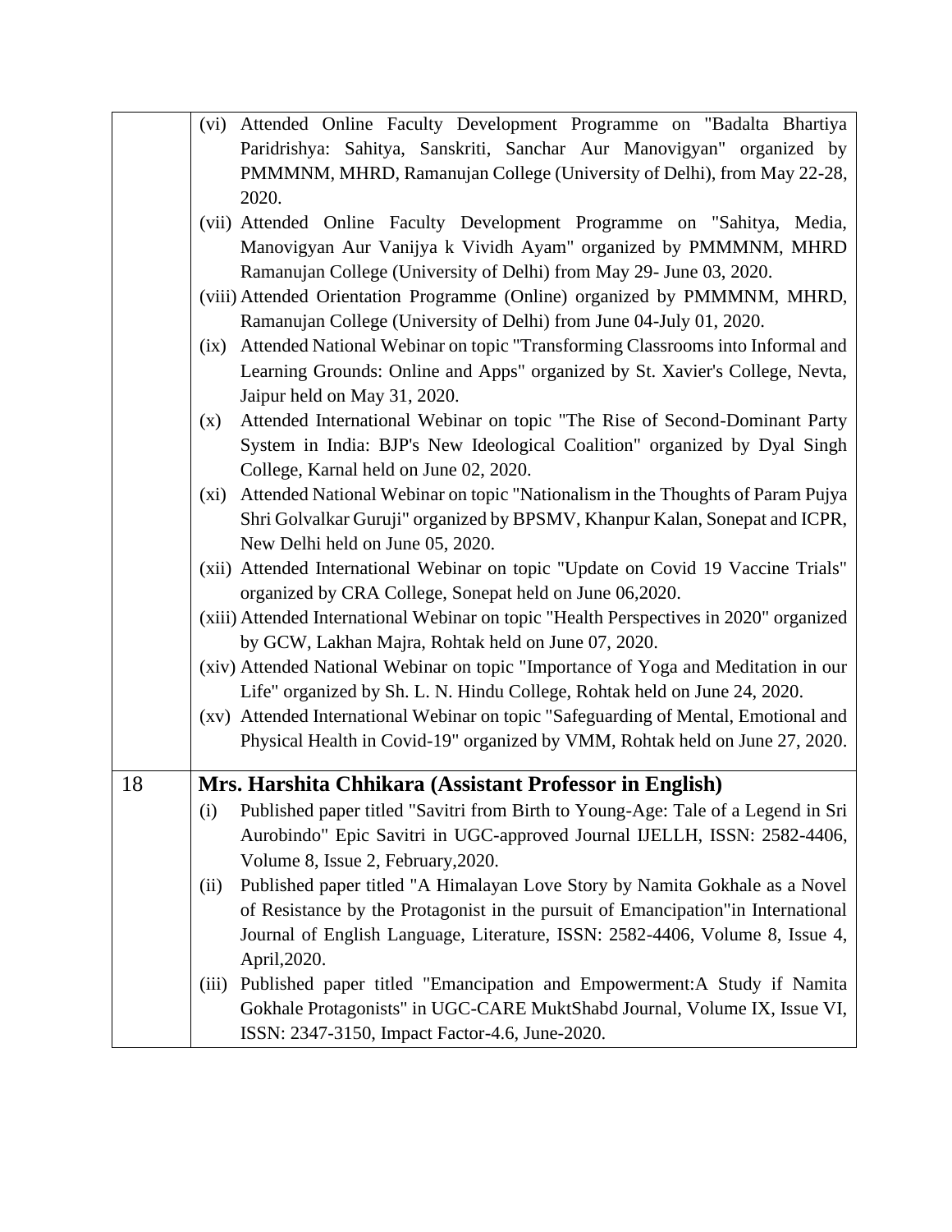| | |
|---|---|
| | (vi) Attended Online Faculty Development Programme on "Badalta Bhartiya Paridrishya: Sahitya, Sanskriti, Sanchar Aur Manovigyan" organized by PMMMNM, MHRD, Ramanujan College (University of Delhi), from May 22-28, 2020.<br>(vii) Attended Online Faculty Development Programme on "Sahitya, Media, Manovigyan Aur Vanijya k Vividh Ayam" organized by PMMMNM, MHRD Ramanujan College (University of Delhi) from May 29- June 03, 2020.<br>(viii) Attended Orientation Programme (Online) organized by PMMMNM, MHRD, Ramanujan College (University of Delhi) from June 04-July 01, 2020.<br>(ix) Attended National Webinar on topic "Transforming Classrooms into Informal and Learning Grounds: Online and Apps" organized by St. Xavier's College, Nevta, Jaipur held on May 31, 2020.<br>(x) Attended International Webinar on topic "The Rise of Second-Dominant Party System in India: BJP's New Ideological Coalition" organized by Dyal Singh College, Karnal held on June 02, 2020.<br>(xi) Attended National Webinar on topic "Nationalism in the Thoughts of Param Pujya Shri Golvalkar Guruji" organized by BPSMV, Khanpur Kalan, Sonepat and ICPR, New Delhi held on June 05, 2020.<br>(xii) Attended International Webinar on topic "Update on Covid 19 Vaccine Trials" organized by CRA College, Sonepat held on June 06,2020.<br>(xiii) Attended International Webinar on topic "Health Perspectives in 2020" organized by GCW, Lakhan Majra, Rohtak held on June 07, 2020.<br>(xiv) Attended National Webinar on topic "Importance of Yoga and Meditation in our Life" organized by Sh. L. N. Hindu College, Rohtak held on June 24, 2020.<br>(xv) Attended International Webinar on topic "Safeguarding of Mental, Emotional and Physical Health in Covid-19" organized by VMM, Rohtak held on June 27, 2020. |
| 18 | **Mrs. Harshita Chhikara (Assistant Professor in English)**<br>(i) Published paper titled "Savitri from Birth to Young-Age: Tale of a Legend in Sri Aurobindo" Epic Savitri in UGC-approved Journal IJELLH, ISSN: 2582-4406, Volume 8, Issue 2, February,2020.<br>(ii) Published paper titled "A Himalayan Love Story by Namita Gokhale as a Novel of Resistance by the Protagonist in the pursuit of Emancipation"in International Journal of English Language, Literature, ISSN: 2582-4406, Volume 8, Issue 4, April,2020.<br>(iii) Published paper titled "Emancipation and Empowerment:A Study if Namita Gokhale Protagonists" in UGC-CARE MuktShabd Journal, Volume IX, Issue VI, ISSN: 2347-3150, Impact Factor-4.6, June-2020. |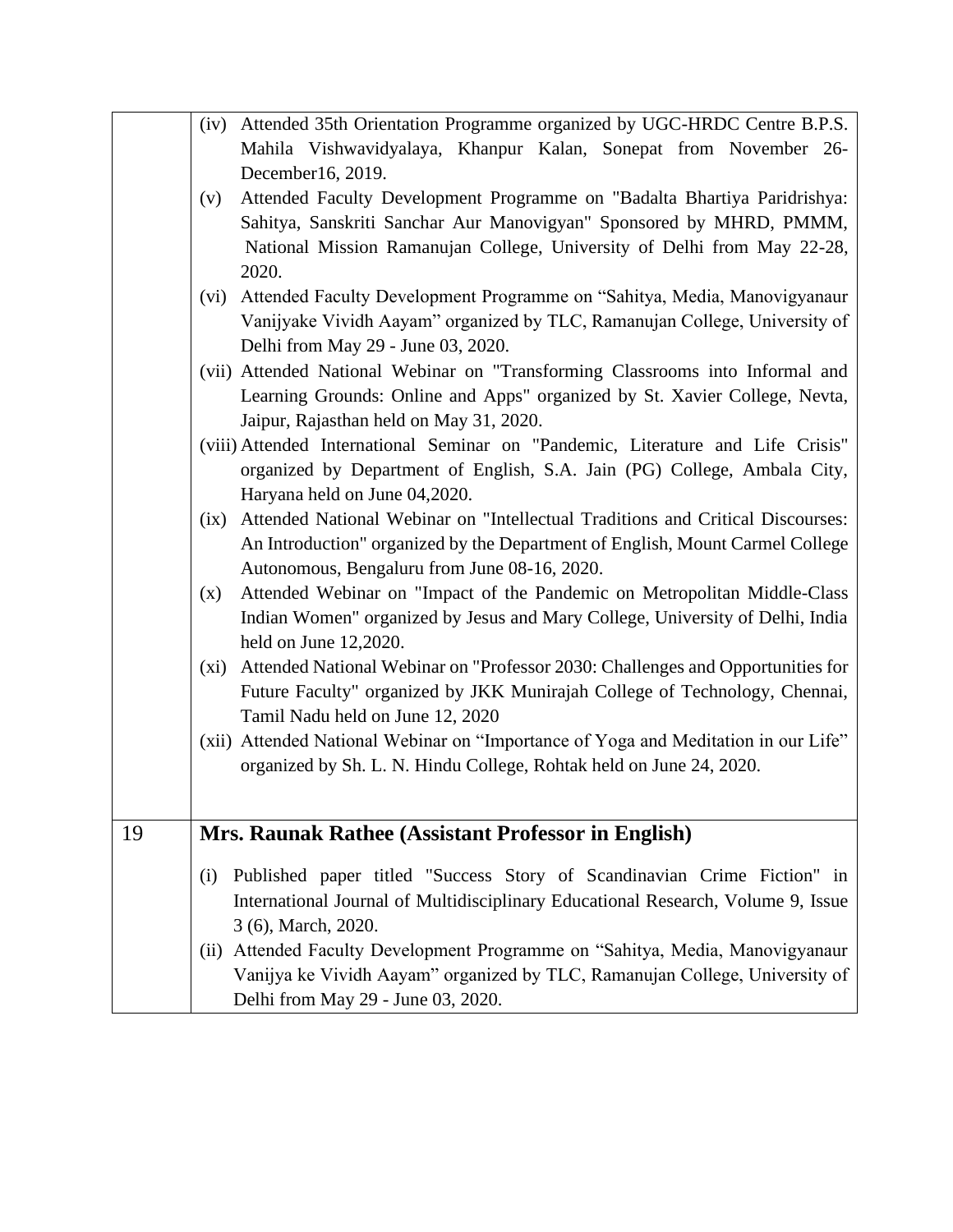| | |
|---|---|
| | (iv) Attended 35th Orientation Programme organized by UGC-HRDC Centre B.P.S. Mahila Vishwavidyalaya, Khanpur Kalan, Sonepat from November 26-December16, 2019.<br>(v) Attended Faculty Development Programme on "Badalta Bhartiya Paridrishya: Sahitya, Sanskriti Sanchar Aur Manovigyan" Sponsored by MHRD, PMMM, National Mission Ramanujan College, University of Delhi from May 22-28, 2020.<br>(vi) Attended Faculty Development Programme on "Sahitya, Media, Manovigyanaur Vanijyake Vividh Aayam" organized by TLC, Ramanujan College, University of Delhi from May 29 - June 03, 2020.<br>(vii) Attended National Webinar on "Transforming Classrooms into Informal and Learning Grounds: Online and Apps" organized by St. Xavier College, Nevta, Jaipur, Rajasthan held on May 31, 2020.<br>(viii) Attended International Seminar on "Pandemic, Literature and Life Crisis" organized by Department of English, S.A. Jain (PG) College, Ambala City, Haryana held on June 04,2020.<br>(ix) Attended National Webinar on "Intellectual Traditions and Critical Discourses: An Introduction" organized by the Department of English, Mount Carmel College Autonomous, Bengaluru from June 08-16, 2020.<br>(x) Attended Webinar on "Impact of the Pandemic on Metropolitan Middle-Class Indian Women" organized by Jesus and Mary College, University of Delhi, India held on June 12,2020.<br>(xi) Attended National Webinar on "Professor 2030: Challenges and Opportunities for Future Faculty" organized by JKK Munirajah College of Technology, Chennai, Tamil Nadu held on June 12, 2020<br>(xii) Attended National Webinar on "Importance of Yoga and Meditation in our Life" organized by Sh. L. N. Hindu College, Rohtak held on June 24, 2020. |
| 19 | **Mrs. Raunak Rathee (Assistant Professor in English)**<br>(i) Published paper titled "Success Story of Scandinavian Crime Fiction" in International Journal of Multidisciplinary Educational Research, Volume 9, Issue 3 (6), March, 2020.<br>(ii) Attended Faculty Development Programme on "Sahitya, Media, Manovigyanaur Vanijya ke Vividh Aayam" organized by TLC, Ramanujan College, University of Delhi from May 29 - June 03, 2020. |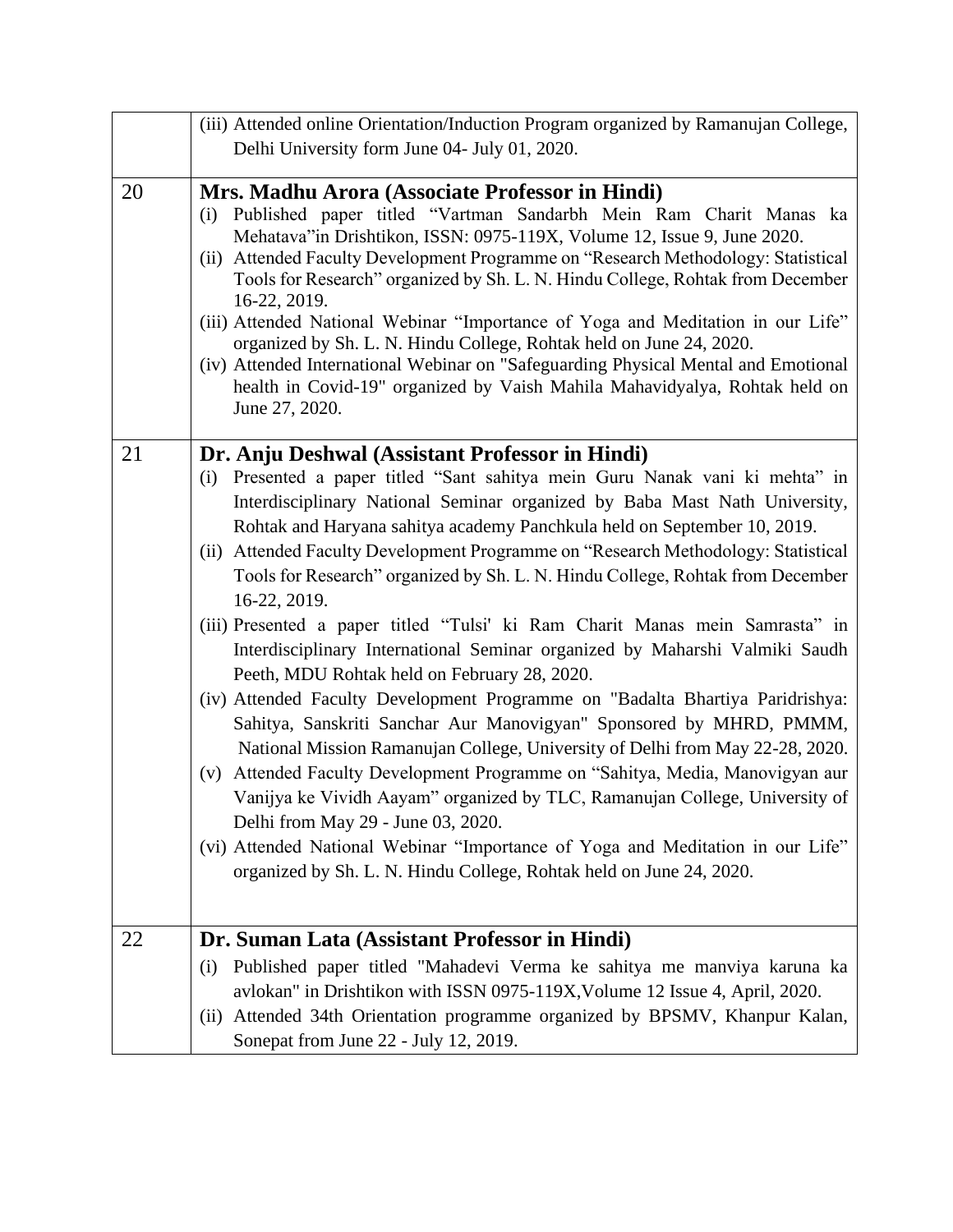| | |
|---|---|
| | (iii) Attended online Orientation/Induction Program organized by Ramanujan College, Delhi University form June 04- July 01, 2020. |
| 20 | **Mrs. Madhu Arora (Associate Professor in Hindi)**<br>(i) Published paper titled "Vartman Sandarbh Mein Ram Charit Manas ka Mehatava"in Drishtikon, ISSN: 0975-119X, Volume 12, Issue 9, June 2020.<br>(ii) Attended Faculty Development Programme on "Research Methodology: Statistical Tools for Research" organized by Sh. L. N. Hindu College, Rohtak from December 16-22, 2019.<br>(iii) Attended National Webinar "Importance of Yoga and Meditation in our Life" organized by Sh. L. N. Hindu College, Rohtak held on June 24, 2020.<br>(iv) Attended International Webinar on "Safeguarding Physical Mental and Emotional health in Covid-19" organized by Vaish Mahila Mahavidyalya, Rohtak held on June 27, 2020. |
| 21 | **Dr. Anju Deshwal (Assistant Professor in Hindi)**<br>(i) Presented a paper titled "Sant sahitya mein Guru Nanak vani ki mehta" in Interdisciplinary National Seminar organized by Baba Mast Nath University, Rohtak and Haryana sahitya academy Panchkula held on September 10, 2019.<br>(ii) Attended Faculty Development Programme on "Research Methodology: Statistical Tools for Research" organized by Sh. L. N. Hindu College, Rohtak from December 16-22, 2019.<br>(iii) Presented a paper titled "Tulsi' ki Ram Charit Manas mein Samrasta" in Interdisciplinary International Seminar organized by Maharshi Valmiki Saudh Peeth, MDU Rohtak held on February 28, 2020.<br>(iv) Attended Faculty Development Programme on "Badalta Bhartiya Paridrishya: Sahitya, Sanskriti Sanchar Aur Manovigyan" Sponsored by MHRD, PMMM, National Mission Ramanujan College, University of Delhi from May 22-28, 2020.<br>(v) Attended Faculty Development Programme on "Sahitya, Media, Manovigyan aur Vanijya ke Vividh Aayam" organized by TLC, Ramanujan College, University of Delhi from May 29 - June 03, 2020.<br>(vi) Attended National Webinar "Importance of Yoga and Meditation in our Life" organized by Sh. L. N. Hindu College, Rohtak held on June 24, 2020. |
| 22 | **Dr. Suman Lata (Assistant Professor in Hindi)**<br>(i) Published paper titled "Mahadevi Verma ke sahitya me manviya karuna ka avlokan" in Drishtikon with ISSN 0975-119X,Volume 12 Issue 4, April, 2020.<br>(ii) Attended 34th Orientation programme organized by BPSMV, Khanpur Kalan, Sonepat from June 22 - July 12, 2019. |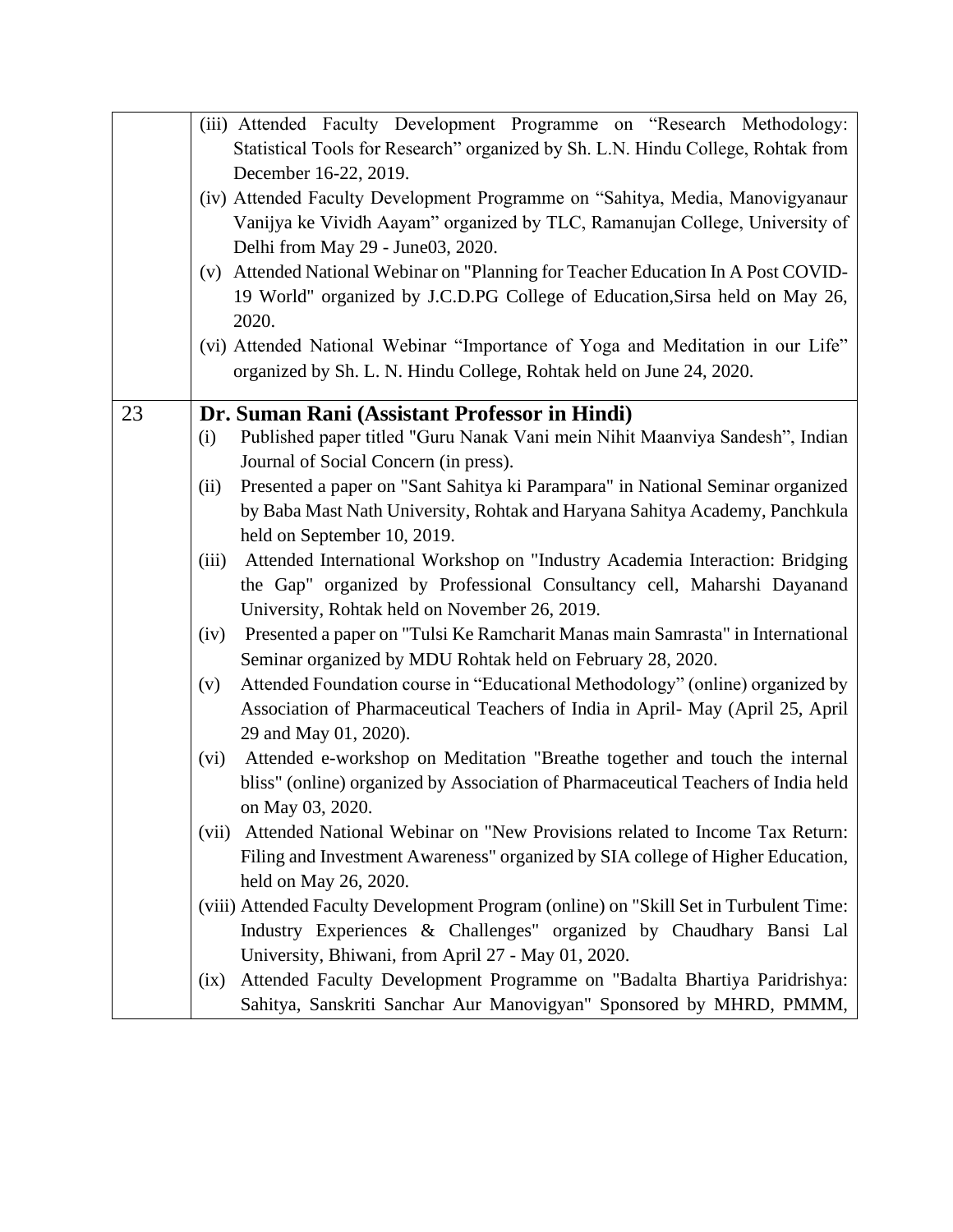| | |
|---|---|
| | (iii) Attended Faculty Development Programme on "Research Methodology: Statistical Tools for Research" organized by Sh. L.N. Hindu College, Rohtak from December 16-22, 2019.<br>(iv) Attended Faculty Development Programme on "Sahitya, Media, Manovigyanaur Vanijya ke Vividh Aayam" organized by TLC, Ramanujan College, University of Delhi from May 29 - June03, 2020.<br>(v) Attended National Webinar on "Planning for Teacher Education In A Post COVID-19 World" organized by J.C.D.PG College of Education,Sirsa held on May 26, 2020.<br>(vi) Attended National Webinar "Importance of Yoga and Meditation in our Life" organized by Sh. L. N. Hindu College, Rohtak held on June 24, 2020. |
| 23 | **Dr. Suman Rani (Assistant Professor in Hindi)**<br>(i) Published paper titled "Guru Nanak Vani mein Nihit Maanviya Sandesh", Indian Journal of Social Concern (in press).<br>(ii) Presented a paper on "Sant Sahitya ki Parampara" in National Seminar organized by Baba Mast Nath University, Rohtak and Haryana Sahitya Academy, Panchkula held on September 10, 2019.<br>(iii) Attended International Workshop on "Industry Academia Interaction: Bridging the Gap" organized by Professional Consultancy cell, Maharshi Dayanand University, Rohtak held on November 26, 2019.<br>(iv) Presented a paper on "Tulsi Ke Ramcharit Manas main Samrasta" in International Seminar organized by MDU Rohtak held on February 28, 2020.<br>(v) Attended Foundation course in "Educational Methodology" (online) organized by Association of Pharmaceutical Teachers of India in April- May (April 25, April 29 and May 01, 2020).<br>(vi) Attended e-workshop on Meditation "Breathe together and touch the internal bliss" (online) organized by Association of Pharmaceutical Teachers of India held on May 03, 2020.<br>(vii) Attended National Webinar on "New Provisions related to Income Tax Return: Filing and Investment Awareness" organized by SIA college of Higher Education, held on May 26, 2020.<br>(viii) Attended Faculty Development Program (online) on "Skill Set in Turbulent Time: Industry Experiences & Challenges" organized by Chaudhary Bansi Lal University, Bhiwani, from April 27 - May 01, 2020.<br>(ix) Attended Faculty Development Programme on "Badalta Bhartiya Paridrishya: Sahitya, Sanskriti Sanchar Aur Manovigyan" Sponsored by MHRD, PMMM, |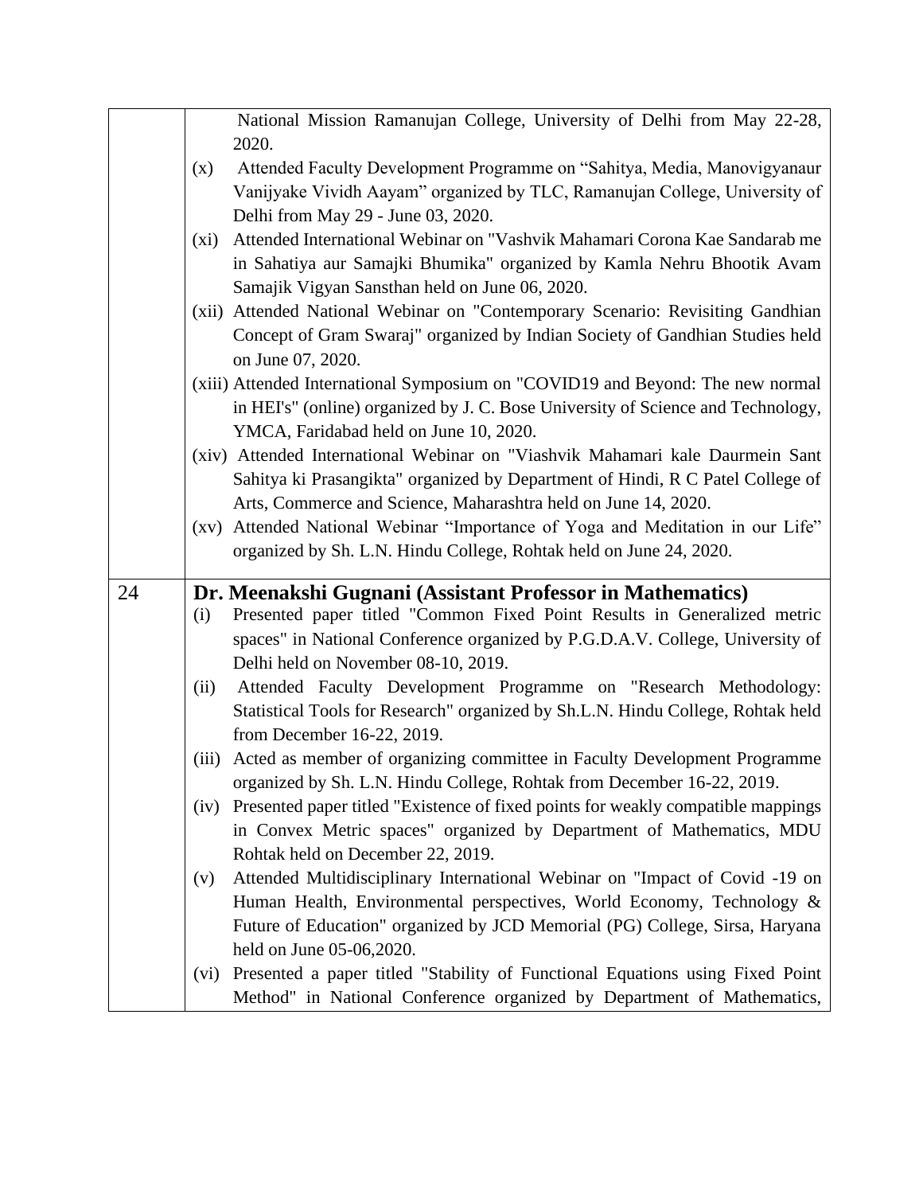| | |
|---|---|
| | National Mission Ramanujan College, University of Delhi from May 22-28, 2020.<br>(x) Attended Faculty Development Programme on "Sahitya, Media, Manovigyanaur Vanijyake Vividh Aayam" organized by TLC, Ramanujan College, University of Delhi from May 29 - June 03, 2020.<br>(xi) Attended International Webinar on "Vashvik Mahamari Corona Kae Sandarab me in Sahatiya aur Samajki Bhumika" organized by Kamla Nehru Bhootik Avam Samajik Vigyan Sansthan held on June 06, 2020.<br>(xii) Attended National Webinar on "Contemporary Scenario: Revisiting Gandhian Concept of Gram Swaraj" organized by Indian Society of Gandhian Studies held on June 07, 2020.<br>(xiii) Attended International Symposium on "COVID19 and Beyond: The new normal in HEI's" (online) organized by J. C. Bose University of Science and Technology, YMCA, Faridabad held on June 10, 2020.<br>(xiv) Attended International Webinar on "Viashvik Mahamari kale Daurmein Sant Sahitya ki Prasangikta" organized by Department of Hindi, R C Patel College of Arts, Commerce and Science, Maharashtra held on June 14, 2020.<br>(xv) Attended National Webinar "Importance of Yoga and Meditation in our Life" organized by Sh. L.N. Hindu College, Rohtak held on June 24, 2020. |
| 24 | **Dr. Meenakshi Gugnani (Assistant Professor in Mathematics)**<br>(i) Presented paper titled "Common Fixed Point Results in Generalized metric spaces" in National Conference organized by P.G.D.A.V. College, University of Delhi held on November 08-10, 2019.<br>(ii) Attended Faculty Development Programme on "Research Methodology: Statistical Tools for Research" organized by Sh.L.N. Hindu College, Rohtak held from December 16-22, 2019.<br>(iii) Acted as member of organizing committee in Faculty Development Programme organized by Sh. L.N. Hindu College, Rohtak from December 16-22, 2019.<br>(iv) Presented paper titled "Existence of fixed points for weakly compatible mappings in Convex Metric spaces" organized by Department of Mathematics, MDU Rohtak held on December 22, 2019.<br>(v) Attended Multidisciplinary International Webinar on "Impact of Covid -19 on Human Health, Environmental perspectives, World Economy, Technology & Future of Education" organized by JCD Memorial (PG) College, Sirsa, Haryana held on June 05-06,2020.<br>(vi) Presented a paper titled "Stability of Functional Equations using Fixed Point Method" in National Conference organized by Department of Mathematics, |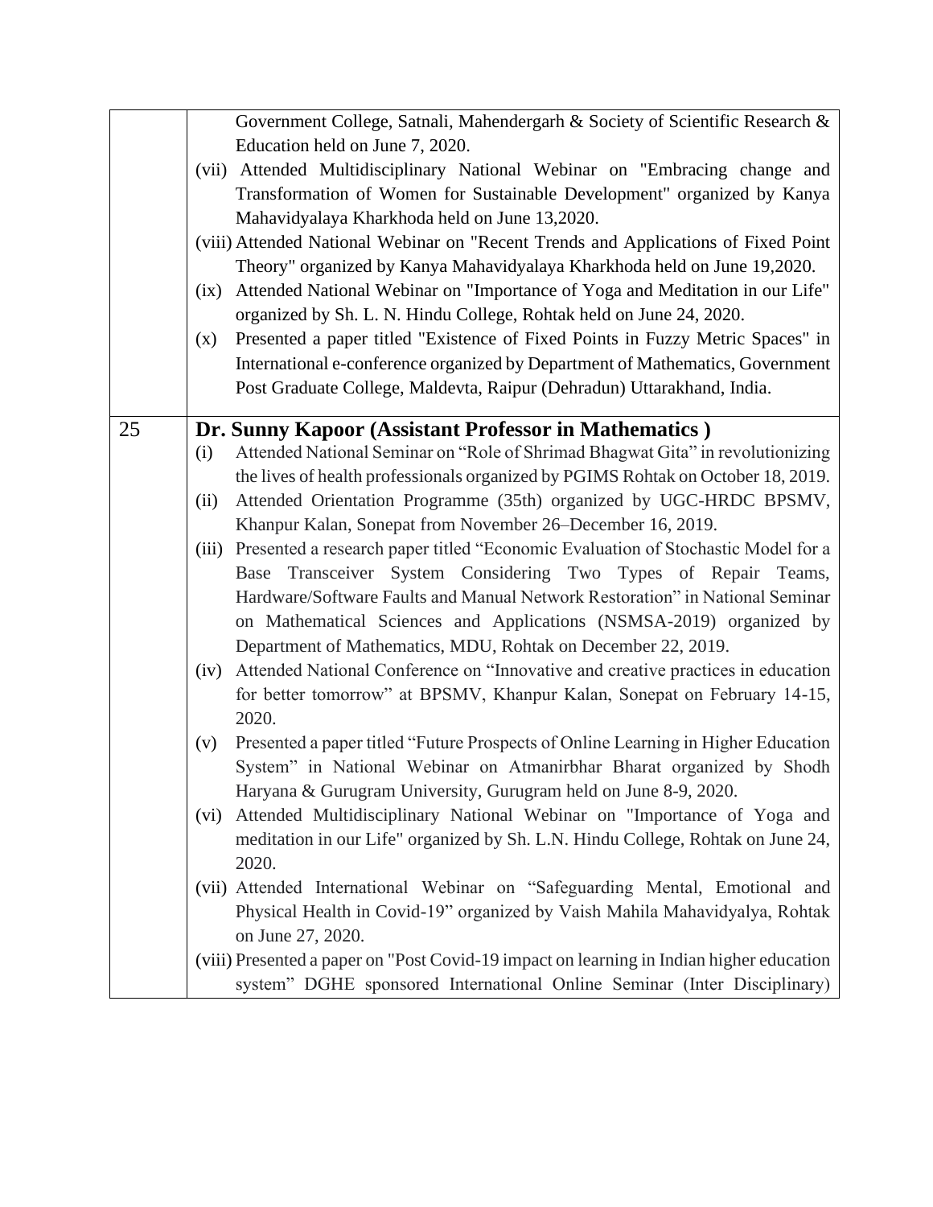| | |
|---|---|
| | Government College, Satnali, Mahendergarh & Society of Scientific Research & Education held on June 7, 2020.<br>(vii) Attended Multidisciplinary National Webinar on "Embracing change and Transformation of Women for Sustainable Development" organized by Kanya Mahavidyalaya Kharkhoda held on June 13,2020.<br>(viii) Attended National Webinar on "Recent Trends and Applications of Fixed Point Theory" organized by Kanya Mahavidyalaya Kharkhoda held on June 19,2020.<br>(ix) Attended National Webinar on "Importance of Yoga and Meditation in our Life" organized by Sh. L. N. Hindu College, Rohtak held on June 24, 2020.<br>(x) Presented a paper titled "Existence of Fixed Points in Fuzzy Metric Spaces" in International e-conference organized by Department of Mathematics, Government Post Graduate College, Maldevta, Raipur (Dehradun) Uttarakhand, India. |
| 25 | **Dr. Sunny Kapoor (Assistant Professor in Mathematics )**<br>(i) Attended National Seminar on "Role of Shrimad Bhagwat Gita" in revolutionizing the lives of health professionals organized by PGIMS Rohtak on October 18, 2019.<br>(ii) Attended Orientation Programme (35th) organized by UGC-HRDC BPSMV, Khanpur Kalan, Sonepat from November 26–December 16, 2019.<br>(iii) Presented a research paper titled "Economic Evaluation of Stochastic Model for a Base Transceiver System Considering Two Types of Repair Teams, Hardware/Software Faults and Manual Network Restoration" in National Seminar on Mathematical Sciences and Applications (NSMSA-2019) organized by Department of Mathematics, MDU, Rohtak on December 22, 2019.<br>(iv) Attended National Conference on "Innovative and creative practices in education for better tomorrow" at BPSMV, Khanpur Kalan, Sonepat on February 14-15, 2020.<br>(v) Presented a paper titled "Future Prospects of Online Learning in Higher Education System" in National Webinar on Atmanirbhar Bharat organized by Shodh Haryana & Gurugram University, Gurugram held on June 8-9, 2020.<br>(vi) Attended Multidisciplinary National Webinar on "Importance of Yoga and meditation in our Life" organized by Sh. L.N. Hindu College, Rohtak on June 24, 2020.<br>(vii) Attended International Webinar on "Safeguarding Mental, Emotional and Physical Health in Covid-19" organized by Vaish Mahila Mahavidyalya, Rohtak on June 27, 2020.<br>(viii) Presented a paper on "Post Covid-19 impact on learning in Indian higher education system" DGHE sponsored International Online Seminar (Inter Disciplinary) |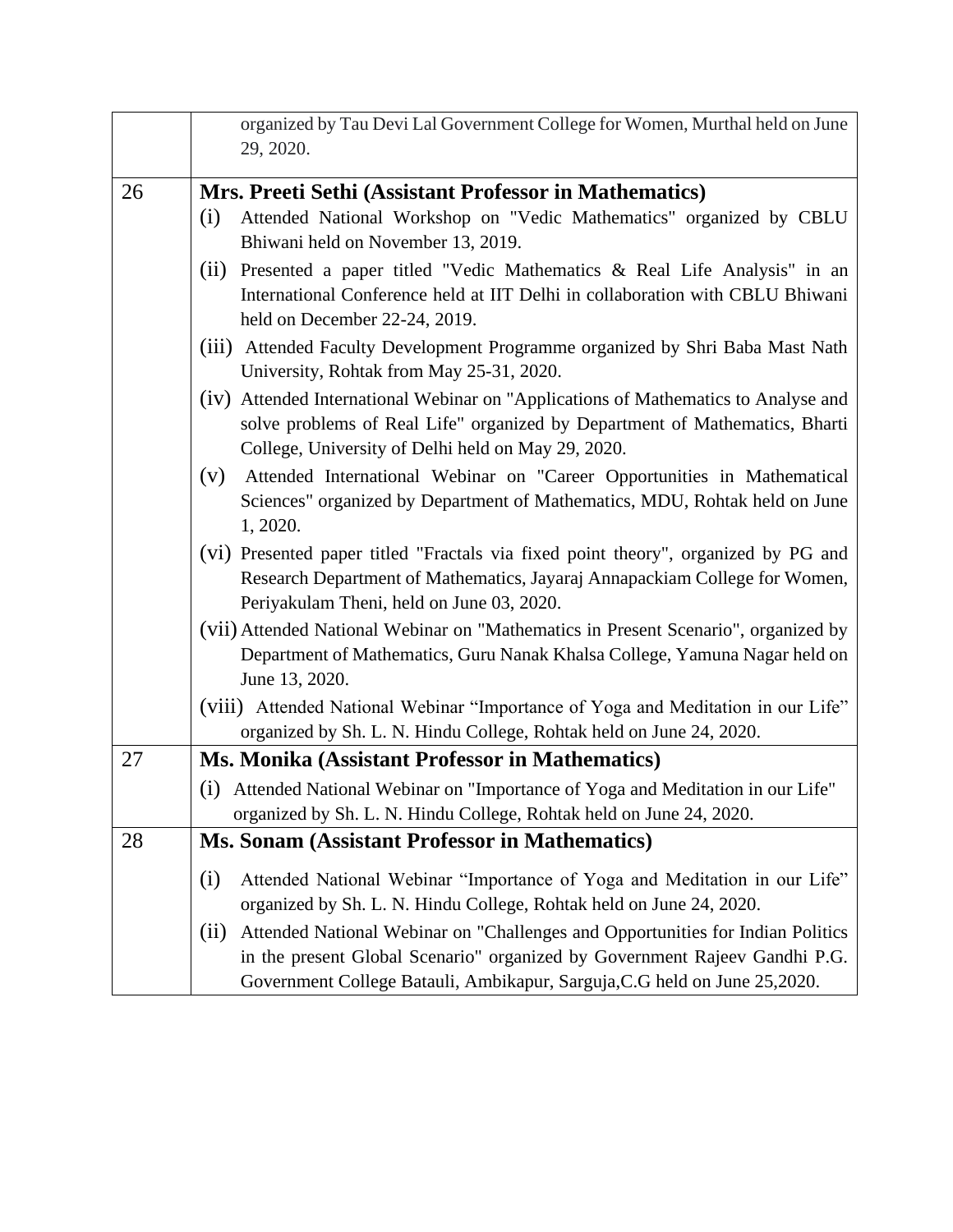| | |
|---|---|
| | organized by Tau Devi Lal Government College for Women, Murthal held on June 29, 2020. |
| 26 | **Mrs. Preeti Sethi (Assistant Professor in Mathematics)**<br>(i) Attended National Workshop on "Vedic Mathematics" organized by CBLU Bhiwani held on November 13, 2019.<br>(ii) Presented a paper titled "Vedic Mathematics & Real Life Analysis" in an International Conference held at IIT Delhi in collaboration with CBLU Bhiwani held on December 22-24, 2019.<br>(iii) Attended Faculty Development Programme organized by Shri Baba Mast Nath University, Rohtak from May 25-31, 2020.<br>(iv) Attended International Webinar on "Applications of Mathematics to Analyse and solve problems of Real Life" organized by Department of Mathematics, Bharti College, University of Delhi held on May 29, 2020.<br>(v) Attended International Webinar on "Career Opportunities in Mathematical Sciences" organized by Department of Mathematics, MDU, Rohtak held on June 1, 2020.<br>(vi) Presented paper titled "Fractals via fixed point theory", organized by PG and Research Department of Mathematics, Jayaraj Annapackiam College for Women, Periyakulam Theni, held on June 03, 2020.<br>(vii) Attended National Webinar on "Mathematics in Present Scenario", organized by Department of Mathematics, Guru Nanak Khalsa College, Yamuna Nagar held on June 13, 2020.<br>(viii) Attended National Webinar "Importance of Yoga and Meditation in our Life" organized by Sh. L. N. Hindu College, Rohtak held on June 24, 2020. |
| 27 | **Ms. Monika (Assistant Professor in Mathematics)**<br>(i) Attended National Webinar on "Importance of Yoga and Meditation in our Life" organized by Sh. L. N. Hindu College, Rohtak held on June 24, 2020. |
| 28 | **Ms. Sonam (Assistant Professor in Mathematics)**<br>(i) Attended National Webinar "Importance of Yoga and Meditation in our Life" organized by Sh. L. N. Hindu College, Rohtak held on June 24, 2020.<br>(ii) Attended National Webinar on "Challenges and Opportunities for Indian Politics in the present Global Scenario" organized by Government Rajeev Gandhi P.G. Government College Batauli, Ambikapur, Sarguja,C.G held on June 25,2020. |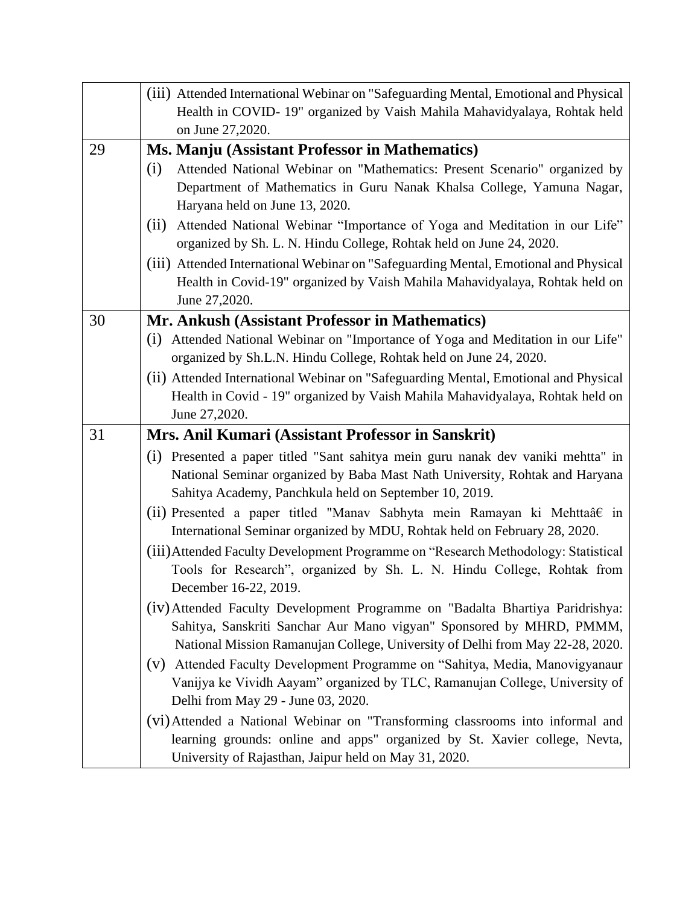| | |
|---|---|
| | (iii) Attended International Webinar on "Safeguarding Mental, Emotional and Physical Health in COVID- 19" organized by Vaish Mahila Mahavidyalaya, Rohtak held on June 27,2020. |
| 29 | **Ms. Manju (Assistant Professor in Mathematics)**<br>(i) Attended National Webinar on "Mathematics: Present Scenario" organized by Department of Mathematics in Guru Nanak Khalsa College, Yamuna Nagar, Haryana held on June 13, 2020.<br>(ii) Attended National Webinar "Importance of Yoga and Meditation in our Life" organized by Sh. L. N. Hindu College, Rohtak held on June 24, 2020.<br>(iii) Attended International Webinar on "Safeguarding Mental, Emotional and Physical Health in Covid-19" organized by Vaish Mahila Mahavidyalaya, Rohtak held on June 27,2020. |
| 30 | **Mr. Ankush (Assistant Professor in Mathematics)**<br>(i) Attended National Webinar on "Importance of Yoga and Meditation in our Life" organized by Sh.L.N. Hindu College, Rohtak held on June 24, 2020.<br>(ii) Attended International Webinar on "Safeguarding Mental, Emotional and Physical Health in Covid - 19" organized by Vaish Mahila Mahavidyalaya, Rohtak held on June 27,2020. |
| 31 | **Mrs. Anil Kumari (Assistant Professor in Sanskrit)**<br>(i) Presented a paper titled "Sant sahitya mein guru nanak dev vaniki mehtta" in National Seminar organized by Baba Mast Nath University, Rohtak and Haryana Sahitya Academy, Panchkula held on September 10, 2019.<br>(ii) Presented a paper titled "Manav Sabhyta mein Ramayan ki Mehttaâ€ in International Seminar organized by MDU, Rohtak held on February 28, 2020.<br>(iii) Attended Faculty Development Programme on "Research Methodology: Statistical Tools for Research", organized by Sh. L. N. Hindu College, Rohtak from December 16-22, 2019.<br>(iv) Attended Faculty Development Programme on "Badalta Bhartiya Paridrishya: Sahitya, Sanskriti Sanchar Aur Mano vigyan" Sponsored by MHRD, PMMM, National Mission Ramanujan College, University of Delhi from May 22-28, 2020.<br>(v) Attended Faculty Development Programme on "Sahitya, Media, Manovigyanaur Vanijya ke Vividh Aayam" organized by TLC, Ramanujan College, University of Delhi from May 29 - June 03, 2020.<br>(vi) Attended a National Webinar on "Transforming classrooms into informal and learning grounds: online and apps" organized by St. Xavier college, Nevta, University of Rajasthan, Jaipur held on May 31, 2020. |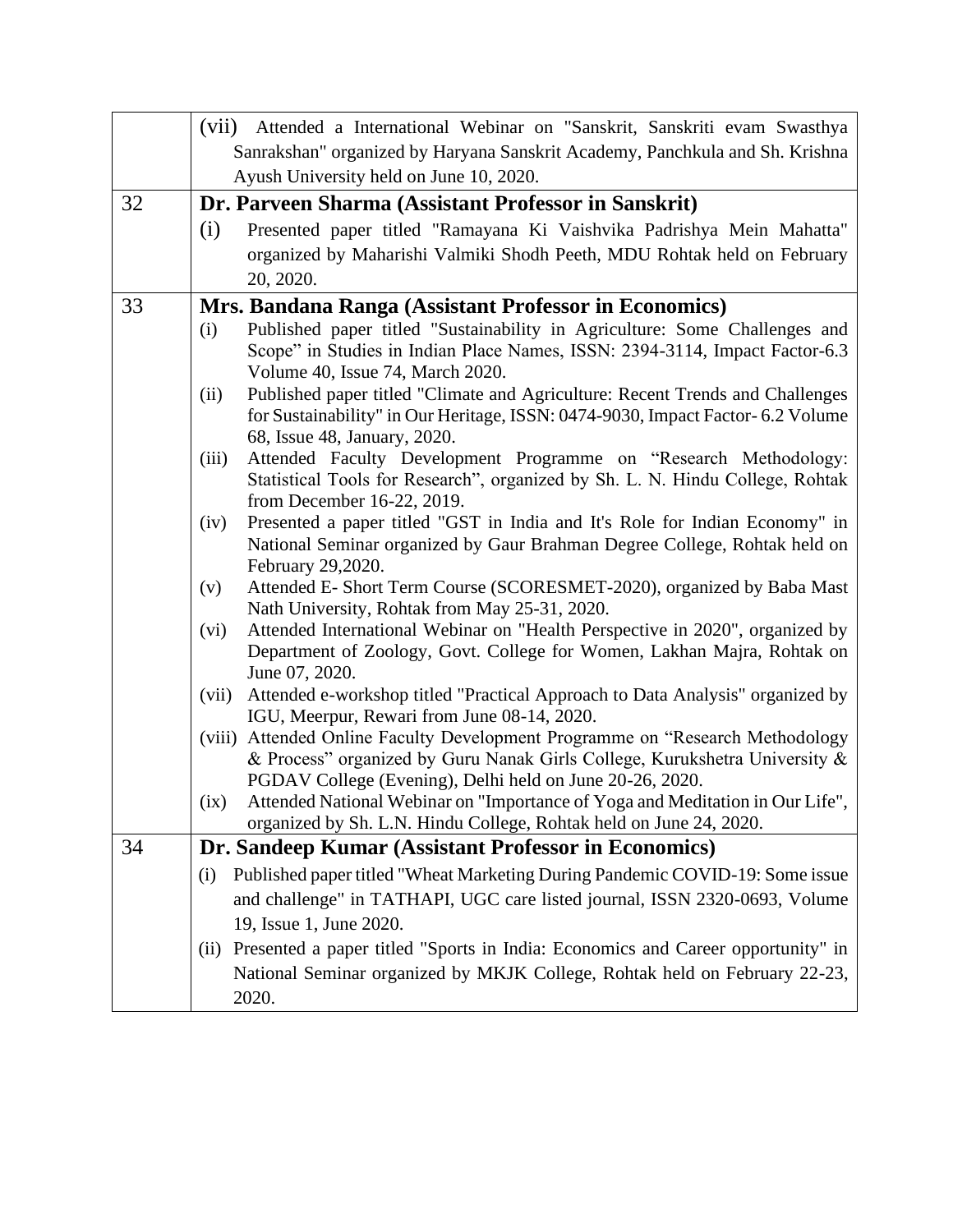| | |
|---|---|
| | (vii) Attended a International Webinar on "Sanskrit, Sanskriti evam Swasthya Sanrakshan" organized by Haryana Sanskrit Academy, Panchkula and Sh. Krishna Ayush University held on June 10, 2020. |
| 32 | **Dr. Parveen Sharma (Assistant Professor in Sanskrit)**<br>(i) Presented paper titled "Ramayana Ki Vaishvika Padrishya Mein Mahatta" organized by Maharishi Valmiki Shodh Peeth, MDU Rohtak held on February 20, 2020. |
| 33 | **Mrs. Bandana Ranga (Assistant Professor in Economics)**<br>(i) Published paper titled "Sustainability in Agriculture: Some Challenges and Scope" in Studies in Indian Place Names, ISSN: 2394-3114, Impact Factor-6.3 Volume 40, Issue 74, March 2020.<br>(ii) Published paper titled "Climate and Agriculture: Recent Trends and Challenges for Sustainability" in Our Heritage, ISSN: 0474-9030, Impact Factor- 6.2 Volume 68, Issue 48, January, 2020.<br>(iii) Attended Faculty Development Programme on "Research Methodology: Statistical Tools for Research", organized by Sh. L. N. Hindu College, Rohtak from December 16-22, 2019.<br>(iv) Presented a paper titled "GST in India and It's Role for Indian Economy" in National Seminar organized by Gaur Brahman Degree College, Rohtak held on February 29,2020.<br>(v) Attended E- Short Term Course (SCORESMET-2020), organized by Baba Mast Nath University, Rohtak from May 25-31, 2020.<br>(vi) Attended International Webinar on "Health Perspective in 2020", organized by Department of Zoology, Govt. College for Women, Lakhan Majra, Rohtak on June 07, 2020.<br>(vii) Attended e-workshop titled "Practical Approach to Data Analysis" organized by IGU, Meerpur, Rewari from June 08-14, 2020.<br>(viii) Attended Online Faculty Development Programme on "Research Methodology & Process" organized by Guru Nanak Girls College, Kurukshetra University & PGDAV College (Evening), Delhi held on June 20-26, 2020.<br>(ix) Attended National Webinar on "Importance of Yoga and Meditation in Our Life", organized by Sh. L.N. Hindu College, Rohtak held on June 24, 2020. |
| 34 | **Dr. Sandeep Kumar (Assistant Professor in Economics)**<br>(i) Published paper titled "Wheat Marketing During Pandemic COVID-19: Some issue and challenge" in TATHAPI, UGC care listed journal, ISSN 2320-0693, Volume 19, Issue 1, June 2020.<br>(ii) Presented a paper titled "Sports in India: Economics and Career opportunity" in National Seminar organized by MKJK College, Rohtak held on February 22-23, 2020. |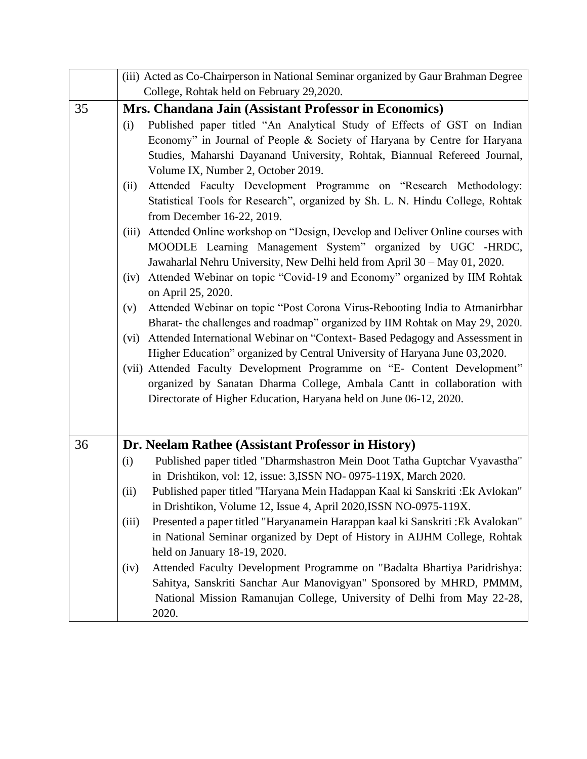| | |
|---|---|
| | (iii) Acted as Co-Chairperson in National Seminar organized by Gaur Brahman Degree College, Rohtak held on February 29,2020. |
| 35 | **Mrs. Chandana Jain (Assistant Professor in Economics)**<br>(i) Published paper titled "An Analytical Study of Effects of GST on Indian Economy" in Journal of People & Society of Haryana by Centre for Haryana Studies, Maharshi Dayanand University, Rohtak, Biannual Refereed Journal, Volume IX, Number 2, October 2019.<br>(ii) Attended Faculty Development Programme on "Research Methodology: Statistical Tools for Research", organized by Sh. L. N. Hindu College, Rohtak from December 16-22, 2019.<br>(iii) Attended Online workshop on "Design, Develop and Deliver Online courses with MOODLE Learning Management System" organized by UGC -HRDC, Jawaharlal Nehru University, New Delhi held from April 30 – May 01, 2020.<br>(iv) Attended Webinar on topic "Covid-19 and Economy" organized by IIM Rohtak on April 25, 2020.<br>(v) Attended Webinar on topic "Post Corona Virus-Rebooting India to Atmanirbhar Bharat- the challenges and roadmap" organized by IIM Rohtak on May 29, 2020.<br>(vi) Attended International Webinar on "Context- Based Pedagogy and Assessment in Higher Education" organized by Central University of Haryana June 03,2020.<br>(vii) Attended Faculty Development Programme on "E- Content Development" organized by Sanatan Dharma College, Ambala Cantt in collaboration with Directorate of Higher Education, Haryana held on June 06-12, 2020. |
| 36 | **Dr. Neelam Rathee (Assistant Professor in History)**<br>(i) Published paper titled "Dharmshastron Mein Doot Tatha Guptchar Vyavastha" in Drishtikon, vol: 12, issue: 3,ISSN NO- 0975-119X, March 2020.<br>(ii) Published paper titled "Haryana Mein Hadappan Kaal ki Sanskriti :Ek Avlokan" in Drishtikon, Volume 12, Issue 4, April 2020,ISSN NO-0975-119X.<br>(iii) Presented a paper titled "Haryanamein Harappan kaal ki Sanskriti :Ek Avalokan" in National Seminar organized by Dept of History in AIJHM College, Rohtak held on January 18-19, 2020.<br>(iv) Attended Faculty Development Programme on "Badalta Bhartiya Paridrishya: Sahitya, Sanskriti Sanchar Aur Manovigyan" Sponsored by MHRD, PMMM, National Mission Ramanujan College, University of Delhi from May 22-28, 2020. |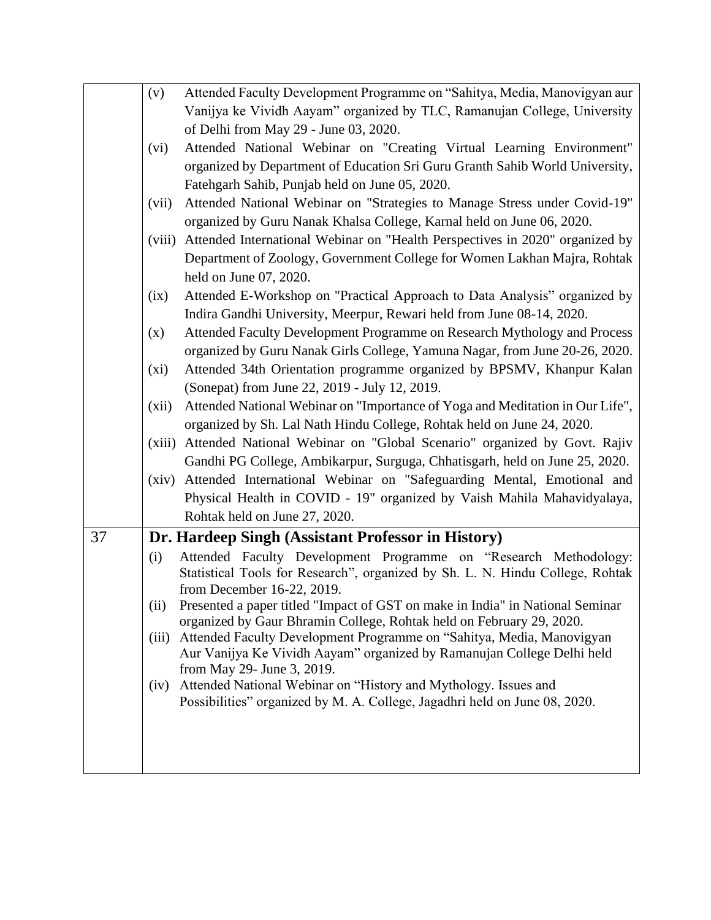| | |
|---|---|
| | (v) Attended Faculty Development Programme on "Sahitya, Media, Manovigyan aur Vanijya ke Vividh Aayam" organized by TLC, Ramanujan College, University of Delhi from May 29 - June 03, 2020.<br>(vi) Attended National Webinar on "Creating Virtual Learning Environment" organized by Department of Education Sri Guru Granth Sahib World University, Fatehgarh Sahib, Punjab held on June 05, 2020.<br>(vii) Attended National Webinar on "Strategies to Manage Stress under Covid-19" organized by Guru Nanak Khalsa College, Karnal held on June 06, 2020.<br>(viii) Attended International Webinar on "Health Perspectives in 2020" organized by Department of Zoology, Government College for Women Lakhan Majra, Rohtak held on June 07, 2020.<br>(ix) Attended E-Workshop on "Practical Approach to Data Analysis" organized by Indira Gandhi University, Meerpur, Rewari held from June 08-14, 2020.<br>(x) Attended Faculty Development Programme on Research Mythology and Process organized by Guru Nanak Girls College, Yamuna Nagar, from June 20-26, 2020.<br>(xi) Attended 34th Orientation programme organized by BPSMV, Khanpur Kalan (Sonepat) from June 22, 2019 - July 12, 2019.<br>(xii) Attended National Webinar on "Importance of Yoga and Meditation in Our Life", organized by Sh. Lal Nath Hindu College, Rohtak held on June 24, 2020.<br>(xiii) Attended National Webinar on "Global Scenario" organized by Govt. Rajiv Gandhi PG College, Ambikarpur, Surguga, Chhatisgarh, held on June 25, 2020.<br>(xiv) Attended International Webinar on "Safeguarding Mental, Emotional and Physical Health in COVID - 19" organized by Vaish Mahila Mahavidyalaya, Rohtak held on June 27, 2020. |
| 37 | **Dr. Hardeep Singh (Assistant Professor in History)**<br>(i) Attended Faculty Development Programme on "Research Methodology: Statistical Tools for Research", organized by Sh. L. N. Hindu College, Rohtak from December 16-22, 2019.<br>(ii) Presented a paper titled "Impact of GST on make in India" in National Seminar organized by Gaur Bhramin College, Rohtak held on February 29, 2020.<br>(iii) Attended Faculty Development Programme on "Sahitya, Media, Manovigyan Aur Vanijya Ke Vividh Aayam" organized by Ramanujan College Delhi held from May 29- June 3, 2019.<br>(iv) Attended National Webinar on "History and Mythology. Issues and Possibilities" organized by M. A. College, Jagadhri held on June 08, 2020. |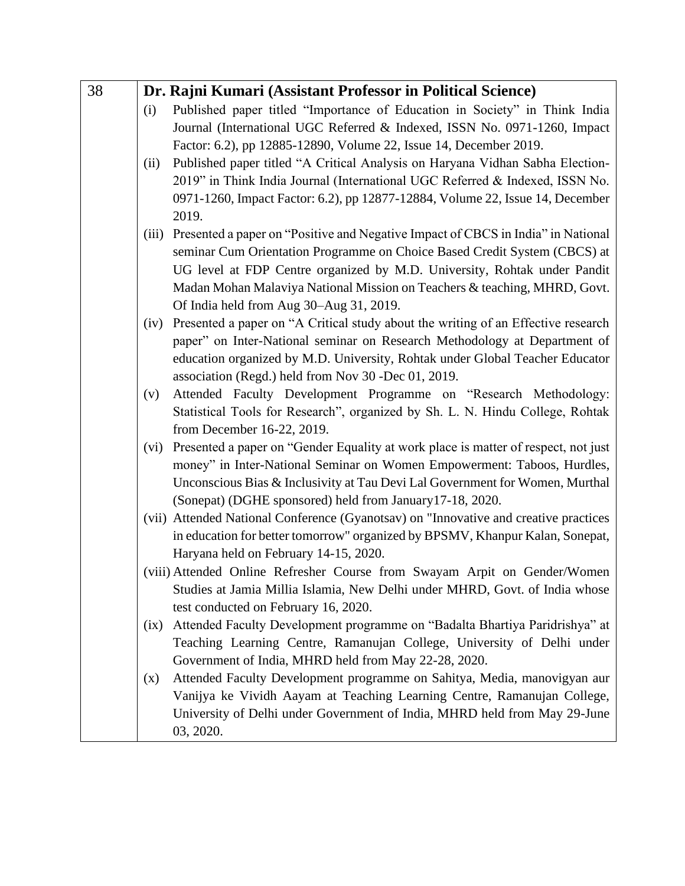| 38 | **Dr. Rajni Kumari (Assistant Professor in Political Science)**<br>(i) Published paper titled "Importance of Education in Society" in Think India Journal (International UGC Referred & Indexed, ISSN No. 0971-1260, Impact Factor: 6.2), pp 12885-12890, Volume 22, Issue 14, December 2019.<br>(ii) Published paper titled "A Critical Analysis on Haryana Vidhan Sabha Election-2019" in Think India Journal (International UGC Referred & Indexed, ISSN No. 0971-1260, Impact Factor: 6.2), pp 12877-12884, Volume 22, Issue 14, December 2019.<br>(iii) Presented a paper on "Positive and Negative Impact of CBCS in India" in National seminar Cum Orientation Programme on Choice Based Credit System (CBCS) at UG level at FDP Centre organized by M.D. University, Rohtak under Pandit Madan Mohan Malaviya National Mission on Teachers & teaching, MHRD, Govt. Of India held from Aug 30–Aug 31, 2019.<br>(iv) Presented a paper on "A Critical study about the writing of an Effective research paper" on Inter-National seminar on Research Methodology at Department of education organized by M.D. University, Rohtak under Global Teacher Educator association (Regd.) held from Nov 30 -Dec 01, 2019.<br>(v) Attended Faculty Development Programme on "Research Methodology: Statistical Tools for Research", organized by Sh. L. N. Hindu College, Rohtak from December 16-22, 2019.<br>(vi) Presented a paper on "Gender Equality at work place is matter of respect, not just money" in Inter-National Seminar on Women Empowerment: Taboos, Hurdles, Unconscious Bias & Inclusivity at Tau Devi Lal Government for Women, Murthal (Sonepat) (DGHE sponsored) held from January17-18, 2020.<br>(vii) Attended National Conference (Gyanotsav) on "Innovative and creative practices in education for better tomorrow" organized by BPSMV, Khanpur Kalan, Sonepat, Haryana held on February 14-15, 2020.<br>(viii) Attended Online Refresher Course from Swayam Arpit on Gender/Women Studies at Jamia Millia Islamia, New Delhi under MHRD, Govt. of India whose test conducted on February 16, 2020.<br>(ix) Attended Faculty Development programme on "Badalta Bhartiya Paridrishya" at Teaching Learning Centre, Ramanujan College, University of Delhi under Government of India, MHRD held from May 22-28, 2020.<br>(x) Attended Faculty Development programme on Sahitya, Media, manovigyan aur Vanijya ke Vividh Aayam at Teaching Learning Centre, Ramanujan College, University of Delhi under Government of India, MHRD held from May 29-June 03, 2020. |
|---|---|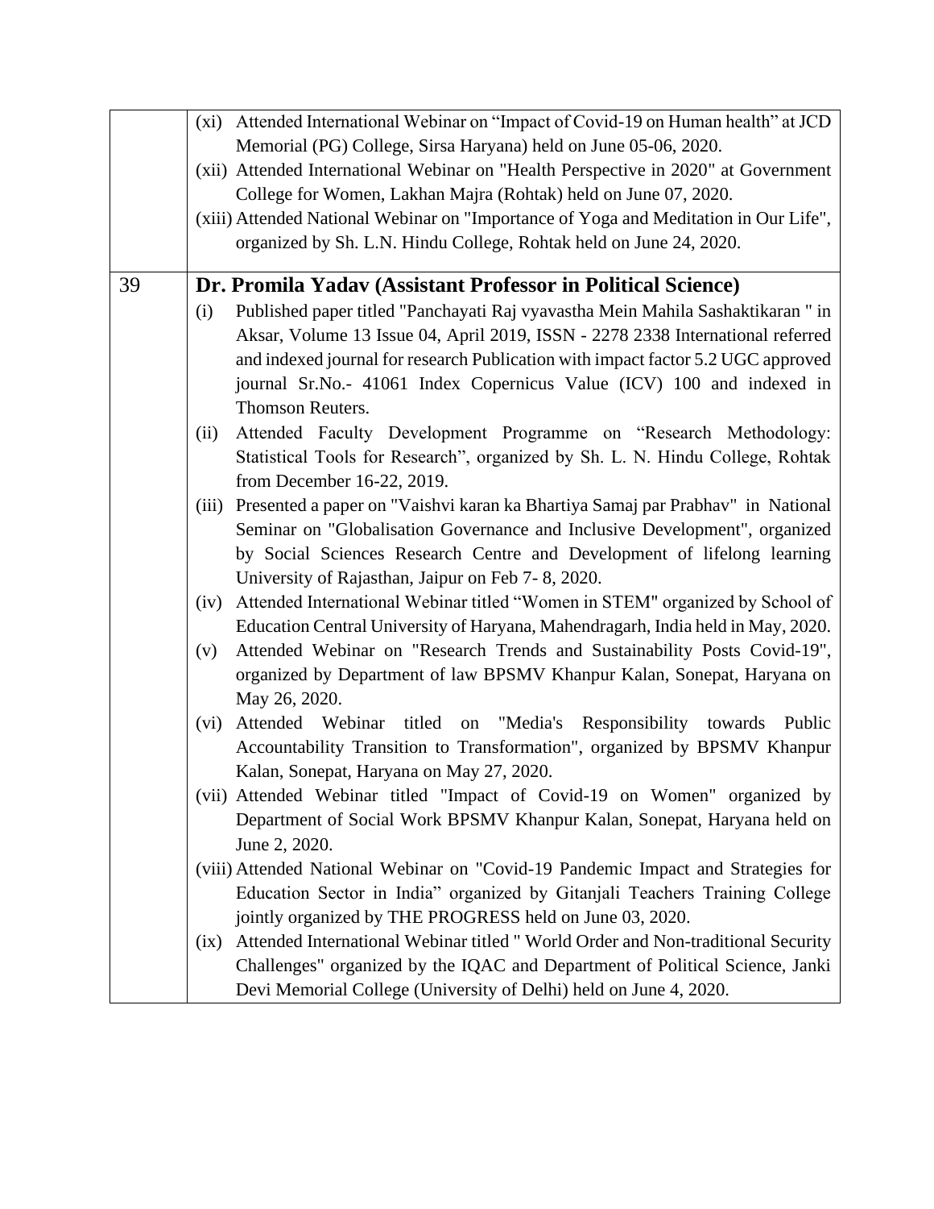| | |
|---|---|
| | (xi) Attended International Webinar on "Impact of Covid-19 on Human health" at JCD Memorial (PG) College, Sirsa Haryana) held on June 05-06, 2020.<br>(xii) Attended International Webinar on "Health Perspective in 2020" at Government College for Women, Lakhan Majra (Rohtak) held on June 07, 2020.<br>(xiii) Attended National Webinar on "Importance of Yoga and Meditation in Our Life", organized by Sh. L.N. Hindu College, Rohtak held on June 24, 2020. |
| 39 | **Dr. Promila Yadav (Assistant Professor in Political Science)**<br>(i) Published paper titled "Panchayati Raj vyavastha Mein Mahila Sashaktikaran " in Aksar, Volume 13 Issue 04, April 2019, ISSN - 2278 2338 International referred and indexed journal for research Publication with impact factor 5.2 UGC approved journal Sr.No.- 41061 Index Copernicus Value (ICV) 100 and indexed in Thomson Reuters.<br>(ii) Attended Faculty Development Programme on "Research Methodology: Statistical Tools for Research", organized by Sh. L. N. Hindu College, Rohtak from December 16-22, 2019.<br>(iii) Presented a paper on "Vaishvi karan ka Bhartiya Samaj par Prabhav" in National Seminar on "Globalisation Governance and Inclusive Development", organized by Social Sciences Research Centre and Development of lifelong learning University of Rajasthan, Jaipur on Feb 7- 8, 2020.<br>(iv) Attended International Webinar titled "Women in STEM" organized by School of Education Central University of Haryana, Mahendragarh, India held in May, 2020.<br>(v) Attended Webinar on "Research Trends and Sustainability Posts Covid-19", organized by Department of law BPSMV Khanpur Kalan, Sonepat, Haryana on May 26, 2020.<br>(vi) Attended Webinar titled on "Media's Responsibility towards Public Accountability Transition to Transformation", organized by BPSMV Khanpur Kalan, Sonepat, Haryana on May 27, 2020.<br>(vii) Attended Webinar titled "Impact of Covid-19 on Women" organized by Department of Social Work BPSMV Khanpur Kalan, Sonepat, Haryana held on June 2, 2020.<br>(viii) Attended National Webinar on "Covid-19 Pandemic Impact and Strategies for Education Sector in India" organized by Gitanjali Teachers Training College jointly organized by THE PROGRESS held on June 03, 2020.<br>(ix) Attended International Webinar titled " World Order and Non-traditional Security Challenges" organized by the IQAC and Department of Political Science, Janki Devi Memorial College (University of Delhi) held on June 4, 2020. |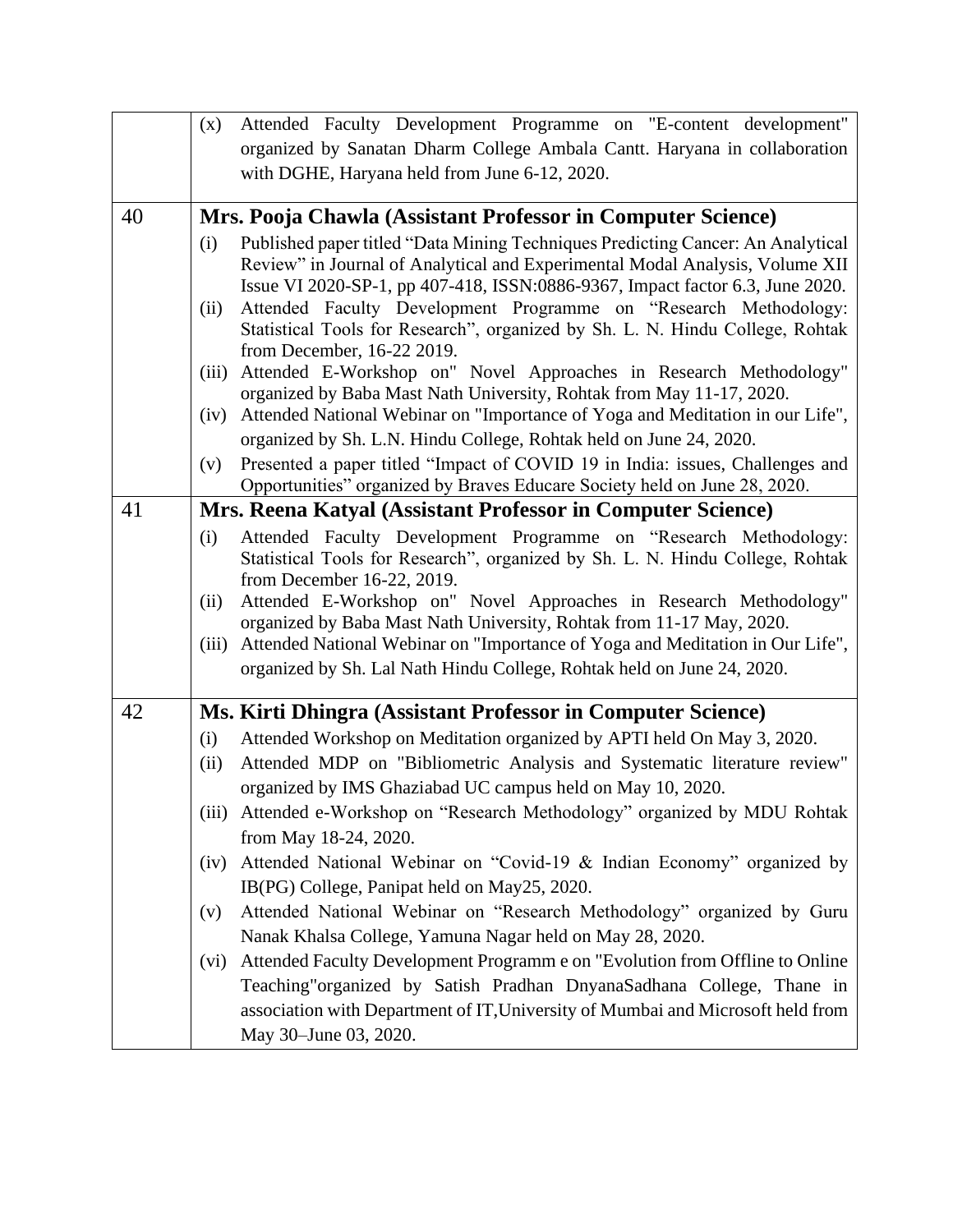| | |
|---|---|
| | (x) Attended Faculty Development Programme on "E-content development" organized by Sanatan Dharm College Ambala Cantt. Haryana in collaboration with DGHE, Haryana held from June 6-12, 2020. |
| 40 | **Mrs. Pooja Chawla (Assistant Professor in Computer Science)**<br>(i) Published paper titled "Data Mining Techniques Predicting Cancer: An Analytical Review" in Journal of Analytical and Experimental Modal Analysis, Volume XII Issue VI 2020-SP-1, pp 407-418, ISSN:0886-9367, Impact factor 6.3, June 2020.<br>(ii) Attended Faculty Development Programme on "Research Methodology: Statistical Tools for Research", organized by Sh. L. N. Hindu College, Rohtak from December, 16-22 2019.<br>(iii) Attended E-Workshop on" Novel Approaches in Research Methodology" organized by Baba Mast Nath University, Rohtak from May 11-17, 2020.<br>(iv) Attended National Webinar on "Importance of Yoga and Meditation in our Life", organized by Sh. L.N. Hindu College, Rohtak held on June 24, 2020.<br>(v) Presented a paper titled "Impact of COVID 19 in India: issues, Challenges and Opportunities" organized by Braves Educare Society held on June 28, 2020. |
| 41 | **Mrs. Reena Katyal (Assistant Professor in Computer Science)**<br>(i) Attended Faculty Development Programme on "Research Methodology: Statistical Tools for Research", organized by Sh. L. N. Hindu College, Rohtak from December 16-22, 2019.<br>(ii) Attended E-Workshop on" Novel Approaches in Research Methodology" organized by Baba Mast Nath University, Rohtak from 11-17 May, 2020.<br>(iii) Attended National Webinar on "Importance of Yoga and Meditation in Our Life", organized by Sh. Lal Nath Hindu College, Rohtak held on June 24, 2020. |
| 42 | **Ms. Kirti Dhingra (Assistant Professor in Computer Science)**<br>(i) Attended Workshop on Meditation organized by APTI held On May 3, 2020.<br>(ii) Attended MDP on "Bibliometric Analysis and Systematic literature review" organized by IMS Ghaziabad UC campus held on May 10, 2020.<br>(iii) Attended e-Workshop on "Research Methodology" organized by MDU Rohtak from May 18-24, 2020.<br>(iv) Attended National Webinar on "Covid-19 & Indian Economy" organized by IB(PG) College, Panipat held on May25, 2020.<br>(v) Attended National Webinar on "Research Methodology" organized by Guru Nanak Khalsa College, Yamuna Nagar held on May 28, 2020.<br>(vi) Attended Faculty Development Programm e on "Evolution from Offline to Online Teaching"organized by Satish Pradhan DnyanaSadhana College, Thane in association with Department of IT,University of Mumbai and Microsoft held from May 30–June 03, 2020. |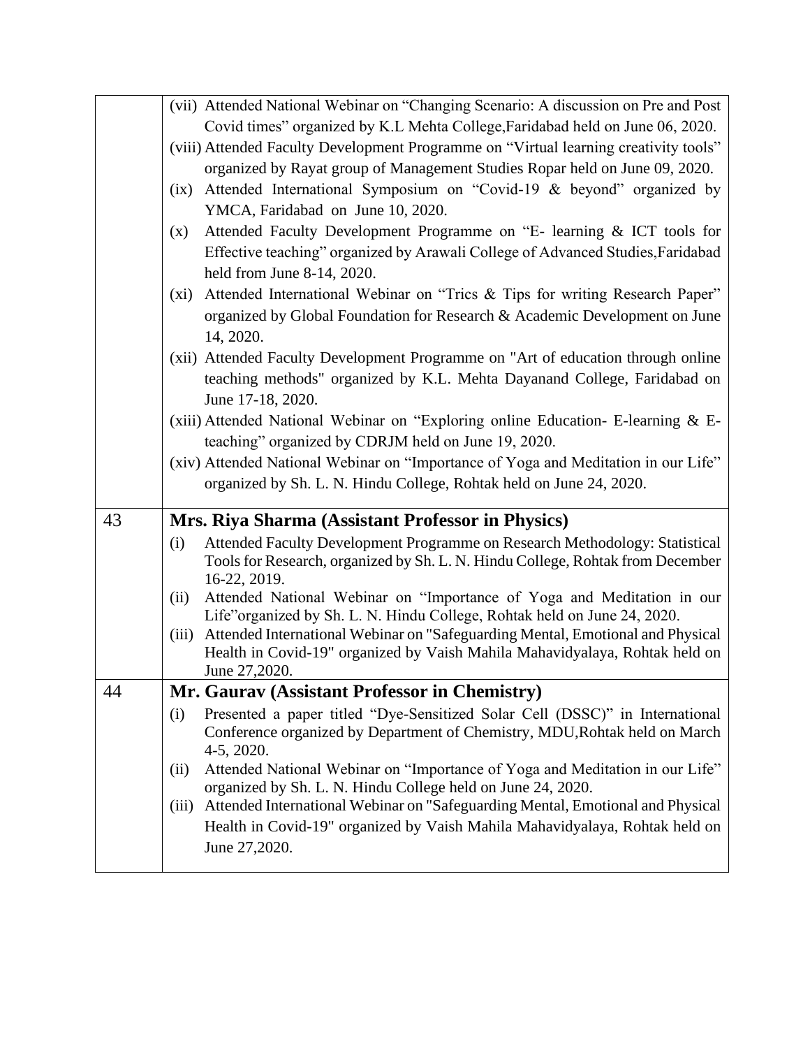| | |
|---|---|
| | (vii) Attended National Webinar on "Changing Scenario: A discussion on Pre and Post Covid times" organized by K.L Mehta College,Faridabad held on June 06, 2020.<br>(viii) Attended Faculty Development Programme on "Virtual learning creativity tools" organized by Rayat group of Management Studies Ropar held on June 09, 2020.<br>(ix) Attended International Symposium on "Covid-19 & beyond" organized by YMCA, Faridabad on June 10, 2020.<br>(x) Attended Faculty Development Programme on "E- learning & ICT tools for Effective teaching" organized by Arawali College of Advanced Studies,Faridabad held from June 8-14, 2020.<br>(xi) Attended International Webinar on "Trics & Tips for writing Research Paper" organized by Global Foundation for Research & Academic Development on June 14, 2020.<br>(xii) Attended Faculty Development Programme on "Art of education through online teaching methods" organized by K.L. Mehta Dayanand College, Faridabad on June 17-18, 2020.<br>(xiii) Attended National Webinar on "Exploring online Education- E-learning & E-teaching" organized by CDRJM held on June 19, 2020.<br>(xiv) Attended National Webinar on "Importance of Yoga and Meditation in our Life" organized by Sh. L. N. Hindu College, Rohtak held on June 24, 2020. |
| 43 | **Mrs. Riya Sharma (Assistant Professor in Physics)**<br>(i) Attended Faculty Development Programme on Research Methodology: Statistical Tools for Research, organized by Sh. L. N. Hindu College, Rohtak from December 16-22, 2019.<br>(ii) Attended National Webinar on "Importance of Yoga and Meditation in our Life"organized by Sh. L. N. Hindu College, Rohtak held on June 24, 2020.<br>(iii) Attended International Webinar on "Safeguarding Mental, Emotional and Physical Health in Covid-19" organized by Vaish Mahila Mahavidyalaya, Rohtak held on June 27,2020. |
| 44 | **Mr. Gaurav (Assistant Professor in Chemistry)**<br>(i) Presented a paper titled "Dye-Sensitized Solar Cell (DSSC)" in International Conference organized by Department of Chemistry, MDU,Rohtak held on March 4-5, 2020.<br>(ii) Attended National Webinar on "Importance of Yoga and Meditation in our Life" organized by Sh. L. N. Hindu College held on June 24, 2020.<br>(iii) Attended International Webinar on "Safeguarding Mental, Emotional and Physical Health in Covid-19" organized by Vaish Mahila Mahavidyalaya, Rohtak held on June 27,2020. |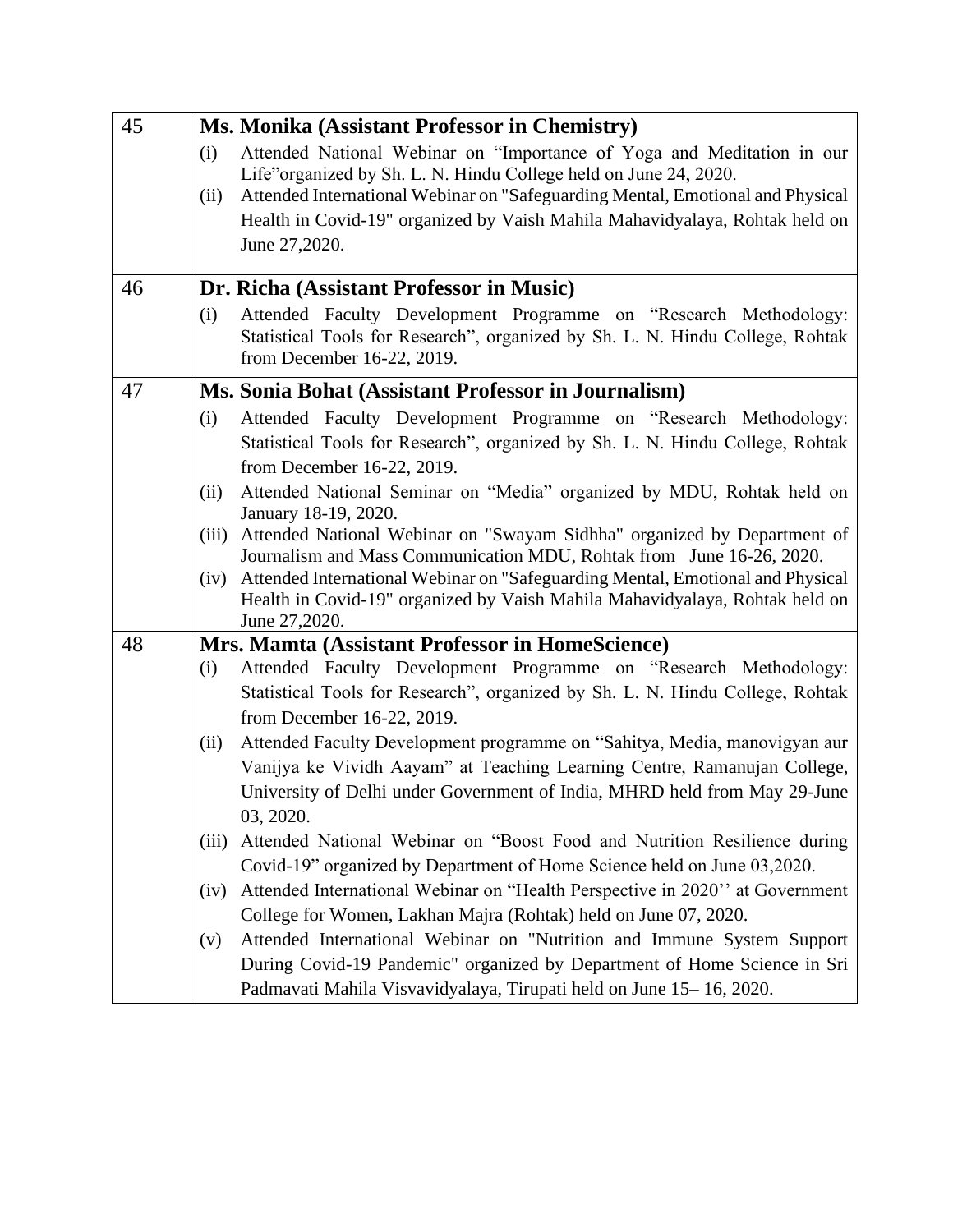| | |
|---|---|
| 45 | **Ms. Monika (Assistant Professor in Chemistry)**<br>(i) Attended National Webinar on "Importance of Yoga and Meditation in our Life"organized by Sh. L. N. Hindu College held on June 24, 2020.<br>(ii) Attended International Webinar on "Safeguarding Mental, Emotional and Physical Health in Covid-19" organized by Vaish Mahila Mahavidyalaya, Rohtak held on June 27,2020. |
| 46 | **Dr. Richa (Assistant Professor in Music)**<br>(i) Attended Faculty Development Programme on "Research Methodology: Statistical Tools for Research", organized by Sh. L. N. Hindu College, Rohtak from December 16-22, 2019. |
| 47 | **Ms. Sonia Bohat (Assistant Professor in Journalism)**<br>(i) Attended Faculty Development Programme on "Research Methodology: Statistical Tools for Research", organized by Sh. L. N. Hindu College, Rohtak from December 16-22, 2019.<br>(ii) Attended National Seminar on "Media" organized by MDU, Rohtak held on January 18-19, 2020.<br>(iii) Attended National Webinar on "Swayam Sidhha" organized by Department of Journalism and Mass Communication MDU, Rohtak from June 16-26, 2020.<br>(iv) Attended International Webinar on "Safeguarding Mental, Emotional and Physical Health in Covid-19" organized by Vaish Mahila Mahavidyalaya, Rohtak held on June 27,2020. |
| 48 | **Mrs. Mamta (Assistant Professor in HomeScience)**<br>(i) Attended Faculty Development Programme on "Research Methodology: Statistical Tools for Research", organized by Sh. L. N. Hindu College, Rohtak from December 16-22, 2019.<br>(ii) Attended Faculty Development programme on "Sahitya, Media, manovigyan aur Vanijya ke Vividh Aayam" at Teaching Learning Centre, Ramanujan College, University of Delhi under Government of India, MHRD held from May 29-June 03, 2020.<br>(iii) Attended National Webinar on "Boost Food and Nutrition Resilience during Covid-19" organized by Department of Home Science held on June 03,2020.<br>(iv) Attended International Webinar on "Health Perspective in 2020'' at Government College for Women, Lakhan Majra (Rohtak) held on June 07, 2020.<br>(v) Attended International Webinar on "Nutrition and Immune System Support During Covid-19 Pandemic" organized by Department of Home Science in Sri Padmavati Mahila Visvavidyalaya, Tirupati held on June 15– 16, 2020. |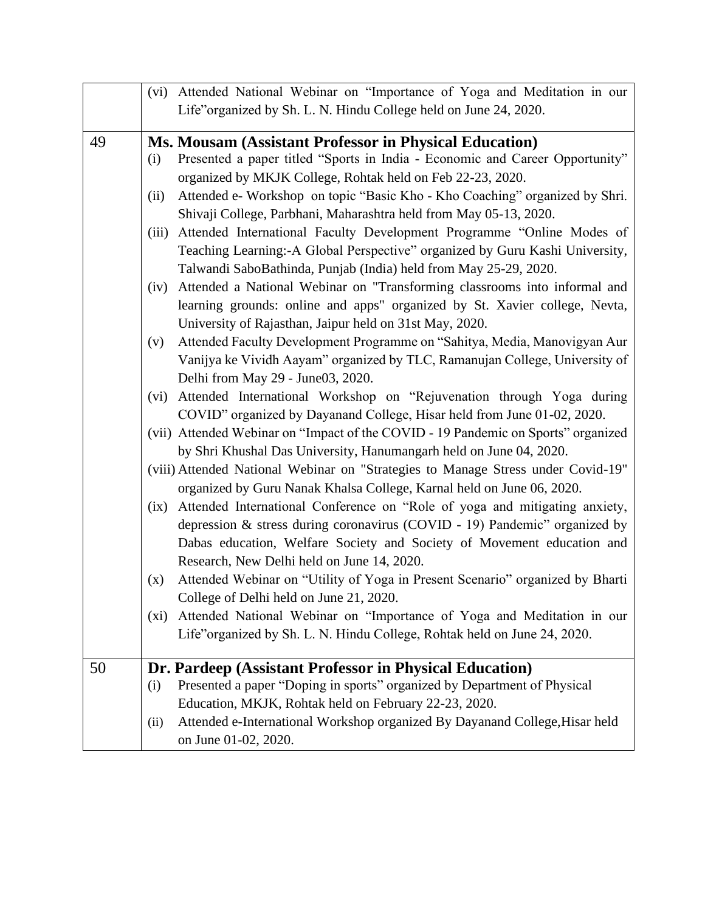| | |
|---|---|
| | (vi) Attended National Webinar on "Importance of Yoga and Meditation in our Life"organized by Sh. L. N. Hindu College held on June 24, 2020. |
| 49 | **Ms. Mousam (Assistant Professor in Physical Education)**<br>(i) Presented a paper titled "Sports in India - Economic and Career Opportunity" organized by MKJK College, Rohtak held on Feb 22-23, 2020.<br>(ii) Attended e- Workshop on topic "Basic Kho - Kho Coaching" organized by Shri. Shivaji College, Parbhani, Maharashtra held from May 05-13, 2020.<br>(iii) Attended International Faculty Development Programme "Online Modes of Teaching Learning:-A Global Perspective" organized by Guru Kashi University, Talwandi SaboBathinda, Punjab (India) held from May 25-29, 2020.<br>(iv) Attended a National Webinar on "Transforming classrooms into informal and learning grounds: online and apps" organized by St. Xavier college, Nevta, University of Rajasthan, Jaipur held on 31st May, 2020.<br>(v) Attended Faculty Development Programme on "Sahitya, Media, Manovigyan Aur Vanijya ke Vividh Aayam" organized by TLC, Ramanujan College, University of Delhi from May 29 - June03, 2020.<br>(vi) Attended International Workshop on "Rejuvenation through Yoga during COVID" organized by Dayanand College, Hisar held from June 01-02, 2020.<br>(vii) Attended Webinar on "Impact of the COVID - 19 Pandemic on Sports" organized by Shri Khushal Das University, Hanumangarh held on June 04, 2020.<br>(viii) Attended National Webinar on "Strategies to Manage Stress under Covid-19" organized by Guru Nanak Khalsa College, Karnal held on June 06, 2020.<br>(ix) Attended International Conference on "Role of yoga and mitigating anxiety, depression & stress during coronavirus (COVID - 19) Pandemic" organized by Dabas education, Welfare Society and Society of Movement education and Research, New Delhi held on June 14, 2020.<br>(x) Attended Webinar on "Utility of Yoga in Present Scenario" organized by Bharti College of Delhi held on June 21, 2020.<br>(xi) Attended National Webinar on "Importance of Yoga and Meditation in our Life"organized by Sh. L. N. Hindu College, Rohtak held on June 24, 2020. |
| 50 | **Dr. Pardeep (Assistant Professor in Physical Education)**<br>(i) Presented a paper "Doping in sports" organized by Department of Physical Education, MKJK, Rohtak held on February 22-23, 2020.<br>(ii) Attended e-International Workshop organized By Dayanand College,Hisar held on June 01-02, 2020. |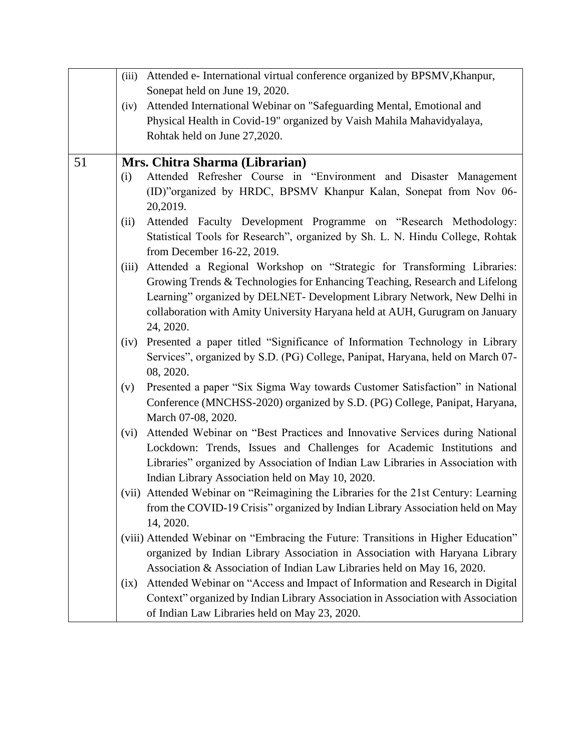| | |
|---|---|
| | (iii) Attended e- International virtual conference organized by BPSMV,Khanpur, Sonepat held on June 19, 2020.<br>(iv) Attended International Webinar on "Safeguarding Mental, Emotional and Physical Health in Covid-19" organized by Vaish Mahila Mahavidyalaya, Rohtak held on June 27,2020. |
| 51 | **Mrs. Chitra Sharma (Librarian)**<br>(i) Attended Refresher Course in "Environment and Disaster Management (ID)"organized by HRDC, BPSMV Khanpur Kalan, Sonepat from Nov 06-20,2019.<br>(ii) Attended Faculty Development Programme on "Research Methodology: Statistical Tools for Research", organized by Sh. L. N. Hindu College, Rohtak from December 16-22, 2019.<br>(iii) Attended a Regional Workshop on "Strategic for Transforming Libraries: Growing Trends & Technologies for Enhancing Teaching, Research and Lifelong Learning" organized by DELNET- Development Library Network, New Delhi in collaboration with Amity University Haryana held at AUH, Gurugram on January 24, 2020.<br>(iv) Presented a paper titled "Significance of Information Technology in Library Services", organized by S.D. (PG) College, Panipat, Haryana, held on March 07-08, 2020.<br>(v) Presented a paper "Six Sigma Way towards Customer Satisfaction" in National Conference (MNCHSS-2020) organized by S.D. (PG) College, Panipat, Haryana, March 07-08, 2020.<br>(vi) Attended Webinar on "Best Practices and Innovative Services during National Lockdown: Trends, Issues and Challenges for Academic Institutions and Libraries" organized by Association of Indian Law Libraries in Association with Indian Library Association held on May 10, 2020.<br>(vii) Attended Webinar on "Reimagining the Libraries for the 21st Century: Learning from the COVID-19 Crisis" organized by Indian Library Association held on May 14, 2020.<br>(viii) Attended Webinar on "Embracing the Future: Transitions in Higher Education" organized by Indian Library Association in Association with Haryana Library Association & Association of Indian Law Libraries held on May 16, 2020.<br>(ix) Attended Webinar on "Access and Impact of Information and Research in Digital Context" organized by Indian Library Association in Association with Association of Indian Law Libraries held on May 23, 2020. |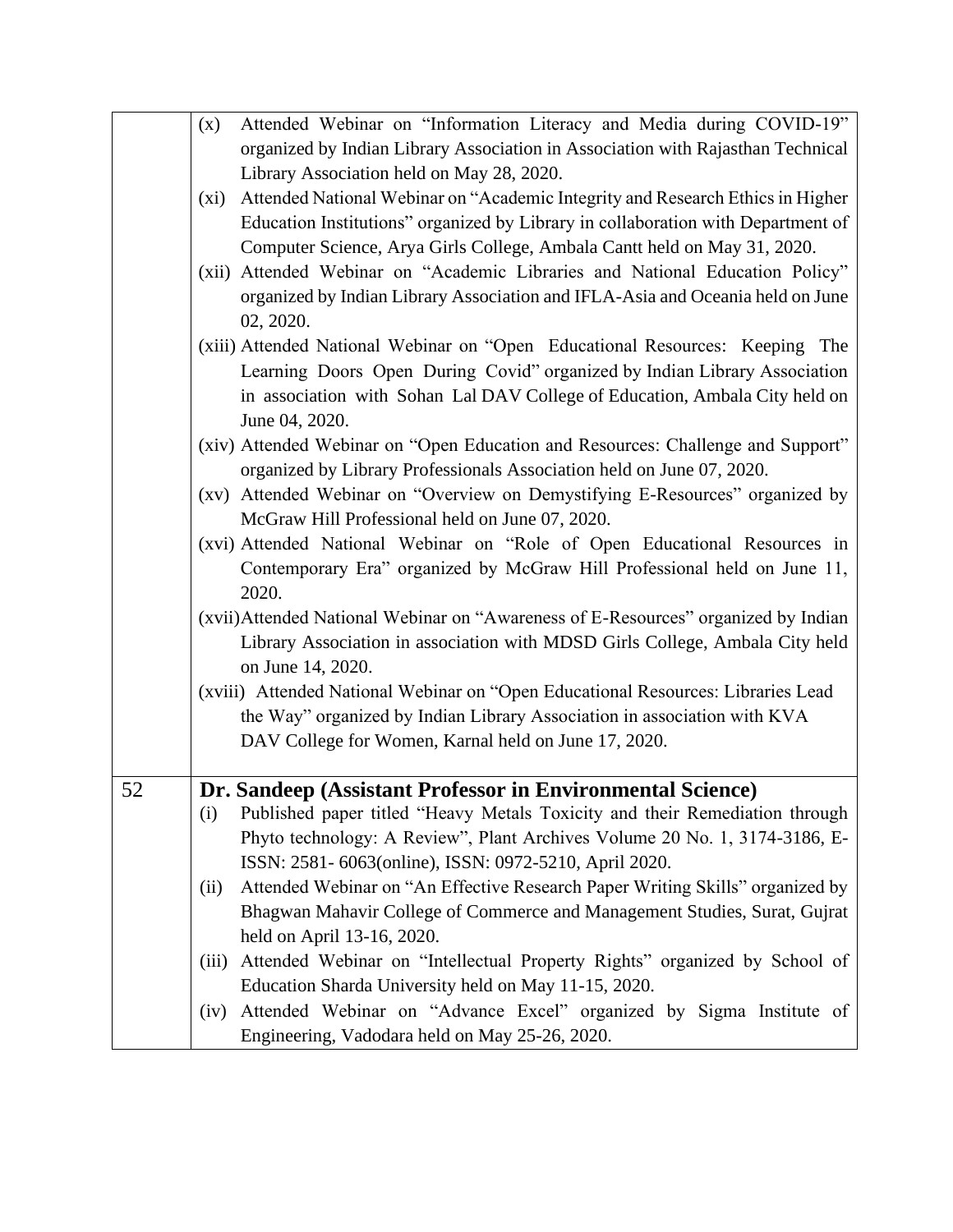| | |
|---|---|
| | (x) Attended Webinar on "Information Literacy and Media during COVID-19" organized by Indian Library Association in Association with Rajasthan Technical Library Association held on May 28, 2020.<br>(xi) Attended National Webinar on "Academic Integrity and Research Ethics in Higher Education Institutions" organized by Library in collaboration with Department of Computer Science, Arya Girls College, Ambala Cantt held on May 31, 2020.<br>(xii) Attended Webinar on "Academic Libraries and National Education Policy" organized by Indian Library Association and IFLA-Asia and Oceania held on June 02, 2020.<br>(xiii) Attended National Webinar on "Open Educational Resources: Keeping The Learning Doors Open During Covid" organized by Indian Library Association in association with Sohan Lal DAV College of Education, Ambala City held on June 04, 2020.<br>(xiv) Attended Webinar on "Open Education and Resources: Challenge and Support" organized by Library Professionals Association held on June 07, 2020.<br>(xv) Attended Webinar on "Overview on Demystifying E-Resources" organized by McGraw Hill Professional held on June 07, 2020.<br>(xvi) Attended National Webinar on "Role of Open Educational Resources in Contemporary Era" organized by McGraw Hill Professional held on June 11, 2020.<br>(xvii) Attended National Webinar on "Awareness of E-Resources" organized by Indian Library Association in association with MDSD Girls College, Ambala City held on June 14, 2020.<br>(xviii) Attended National Webinar on "Open Educational Resources: Libraries Lead the Way" organized by Indian Library Association in association with KVA DAV College for Women, Karnal held on June 17, 2020. |
| 52 | **Dr. Sandeep (Assistant Professor in Environmental Science)**<br>(i) Published paper titled "Heavy Metals Toxicity and their Remediation through Phyto technology: A Review", Plant Archives Volume 20 No. 1, 3174-3186, E-ISSN: 2581- 6063(online), ISSN: 0972-5210, April 2020.<br>(ii) Attended Webinar on "An Effective Research Paper Writing Skills" organized by Bhagwan Mahavir College of Commerce and Management Studies, Surat, Gujrat held on April 13-16, 2020.<br>(iii) Attended Webinar on "Intellectual Property Rights" organized by School of Education Sharda University held on May 11-15, 2020.<br>(iv) Attended Webinar on "Advance Excel" organized by Sigma Institute of Engineering, Vadodara held on May 25-26, 2020. |